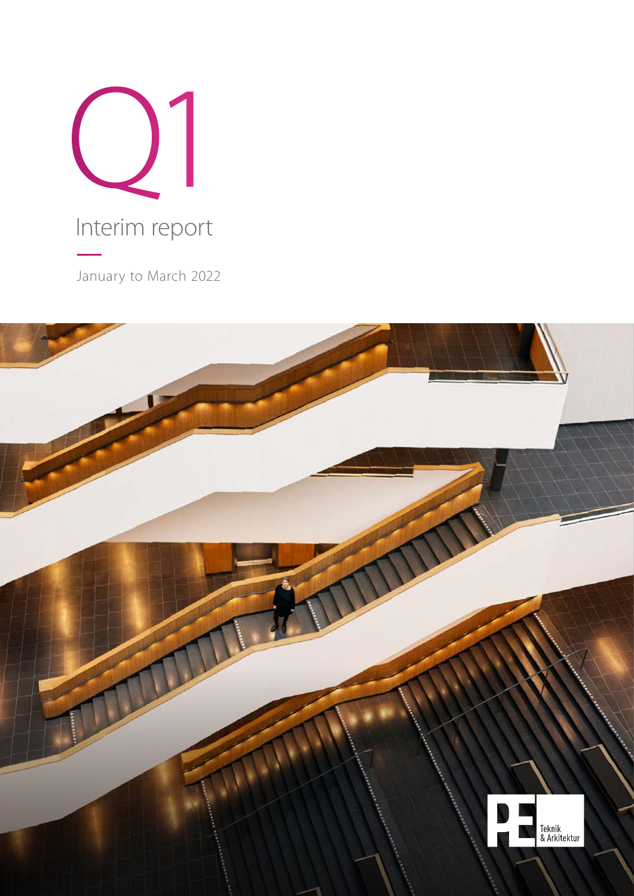# Q1

## Interim report

January to March 2022

PE Teknik & Arkitektur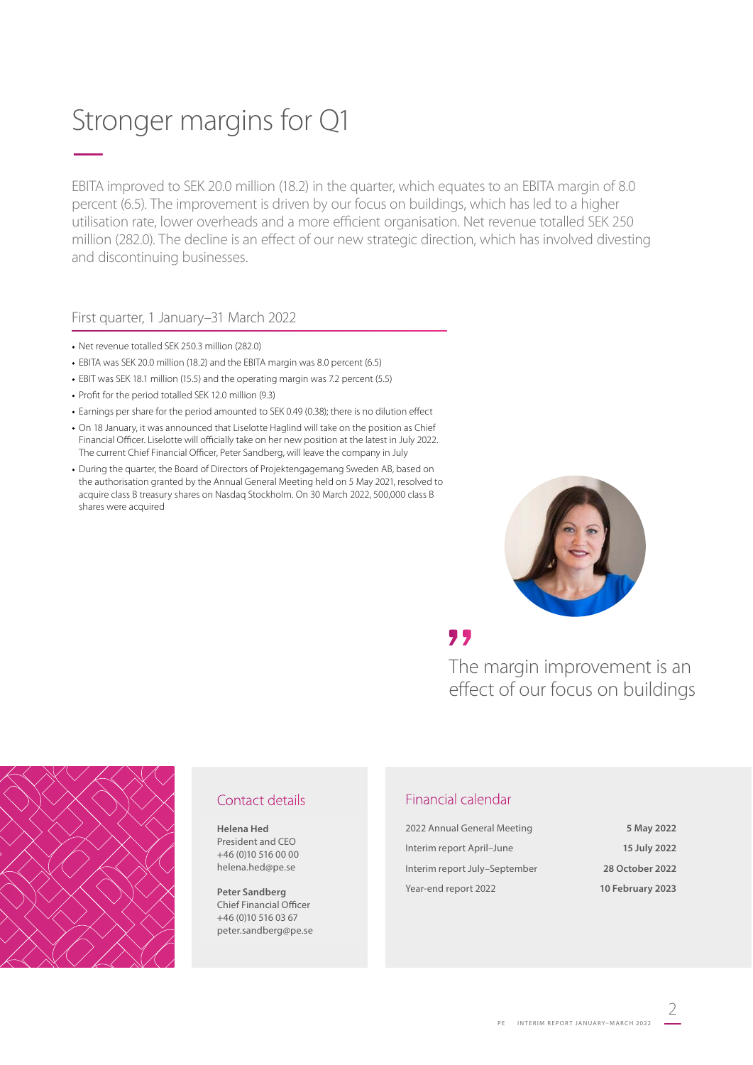# Stronger margins for Q1

EBITA improved to SEK 20.0 million (18.2) in the quarter, which equates to an EBITA margin of 8.0 percent (6.5). The improvement is driven by our focus on buildings, which has led to a higher utilisation rate, lower overheads and a more efficient organisation. Net revenue totalled SEK 250 million (282.0). The decline is an effect of our new strategic direction, which has involved divesting and discontinuing businesses.

## First quarter, 1 January–31 March 2022

- Net revenue totalled SEK 250.3 million (282.0)
- EBITA was SEK 20.0 million (18.2) and the EBITA margin was 8.0 percent (6.5)
- EBIT was SEK 18.1 million (15.5) and the operating margin was 7.2 percent (5.5)
- Profit for the period totalled SEK 12.0 million (9.3)
- Earnings per share for the period amounted to SEK 0.49 (0.38); there is no dilution effect
- On 18 January, it was announced that Liselotte Haglind will take on the position as Chief Financial Officer. Liselotte will officially take on her new position at the latest in July 2022. The current Chief Financial Officer, Peter Sandberg, will leave the company in July
- During the quarter, the Board of Directors of Projektengagemang Sweden AB, based on the authorisation granted by the Annual General Meeting held on 5 May 2021, resolved to acquire class B treasury shares on Nasdaq Stockholm. On 30 March 2022, 500,000 class B shares were acquired

> The margin improvement is an effect of our focus on buildings

## Contact details

**Helena Hed**
President and CEO
+46 (0)10 516 00 00
helena.hed@pe.se

**Peter Sandberg**
Chief Financial Officer
+46 (0)10 516 03 67
peter.sandberg@pe.se

## Financial calendar

| | |
|---|---|
| 2022 Annual General Meeting | **5 May 2022** |
| Interim report April–June | **15 July 2022** |
| Interim report July–September | **28 October 2022** |
| Year-end report 2022 | **10 February 2023** |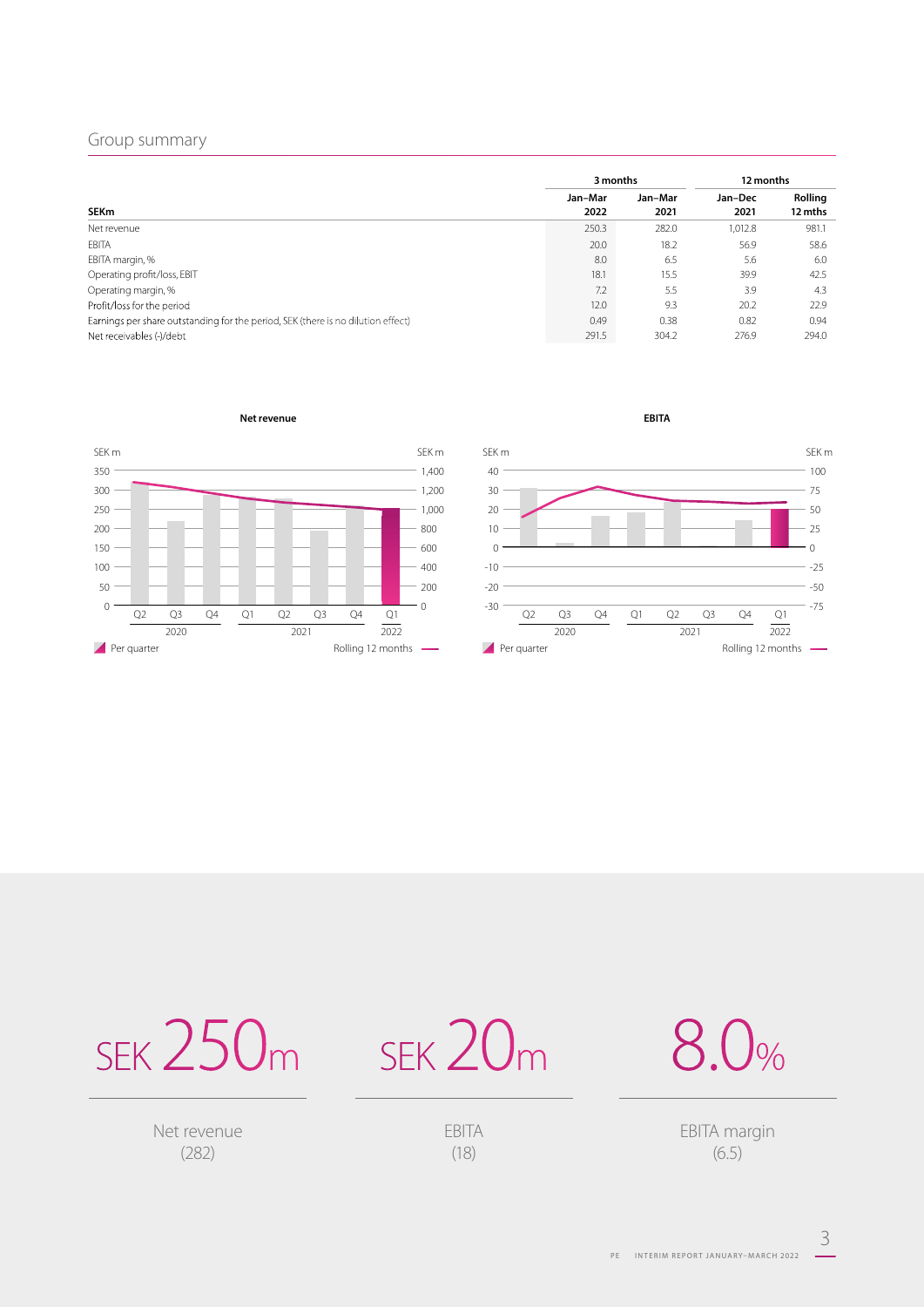## Group summary

| SEKm | 3 months | | 12 months | |
|---|---|---|---|---|
| | Jan–Mar 2022 | Jan–Mar 2021 | Jan–Dec 2021 | Rolling 12 mths |
| Net revenue | 250.3 | 282.0 | 1,012.8 | 981.1 |
| EBITA | 20.0 | 18.2 | 56.9 | 58.6 |
| EBITA margin, % | 8.0 | 6.5 | 5.6 | 6.0 |
| Operating profit/loss, EBIT | 18.1 | 15.5 | 39.9 | 42.5 |
| Operating margin, % | 7.2 | 5.5 | 3.9 | 4.3 |
| Profit/loss for the period | 12.0 | 9.3 | 20.2 | 22.9 |
| Earnings per share outstanding for the period, SEK (there is no dilution effect) | 0.49 | 0.38 | 0.82 | 0.94 |
| Net receivables (-)/debt | 291.5 | 304.2 | 276.9 | 294.0 |

**Net revenue**

**EBITA**

SEK 250m

Net revenue (282)

SEK 20m

EBITA (18)

8.0%

EBITA margin (6.5)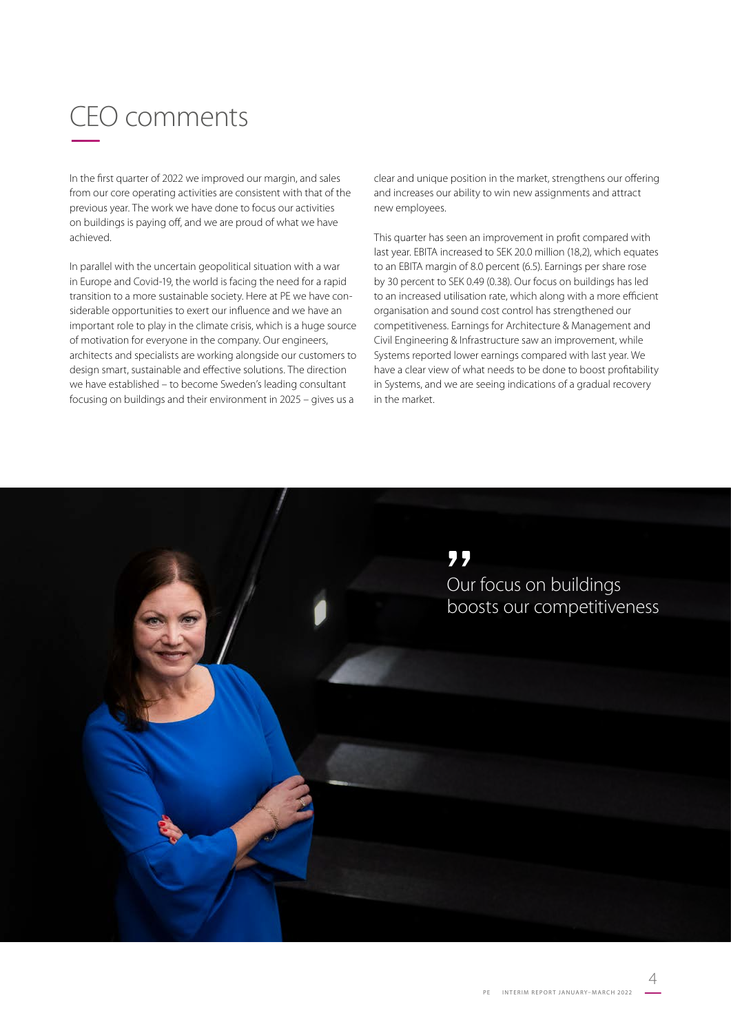# CEO comments

In the first quarter of 2022 we improved our margin, and sales from our core operating activities are consistent with that of the previous year. The work we have done to focus our activities on buildings is paying off, and we are proud of what we have achieved.

In parallel with the uncertain geopolitical situation with a war in Europe and Covid-19, the world is facing the need for a rapid transition to a more sustainable society. Here at PE we have considerable opportunities to exert our influence and we have an important role to play in the climate crisis, which is a huge source of motivation for everyone in the company. Our engineers, architects and specialists are working alongside our customers to design smart, sustainable and effective solutions. The direction we have established – to become Sweden's leading consultant focusing on buildings and their environment in 2025 – gives us a clear and unique position in the market, strengthens our offering and increases our ability to win new assignments and attract new employees.

This quarter has seen an improvement in profit compared with last year. EBITA increased to SEK 20.0 million (18,2), which equates to an EBITA margin of 8.0 percent (6.5). Earnings per share rose by 30 percent to SEK 0.49 (0.38). Our focus on buildings has led to an increased utilisation rate, which along with a more efficient organisation and sound cost control has strengthened our competitiveness. Earnings for Architecture & Management and Civil Engineering & Infrastructure saw an improvement, while Systems reported lower earnings compared with last year. We have a clear view of what needs to be done to boost profitability in Systems, and we are seeing indications of a gradual recovery in the market.

> Our focus on buildings boosts our competitiveness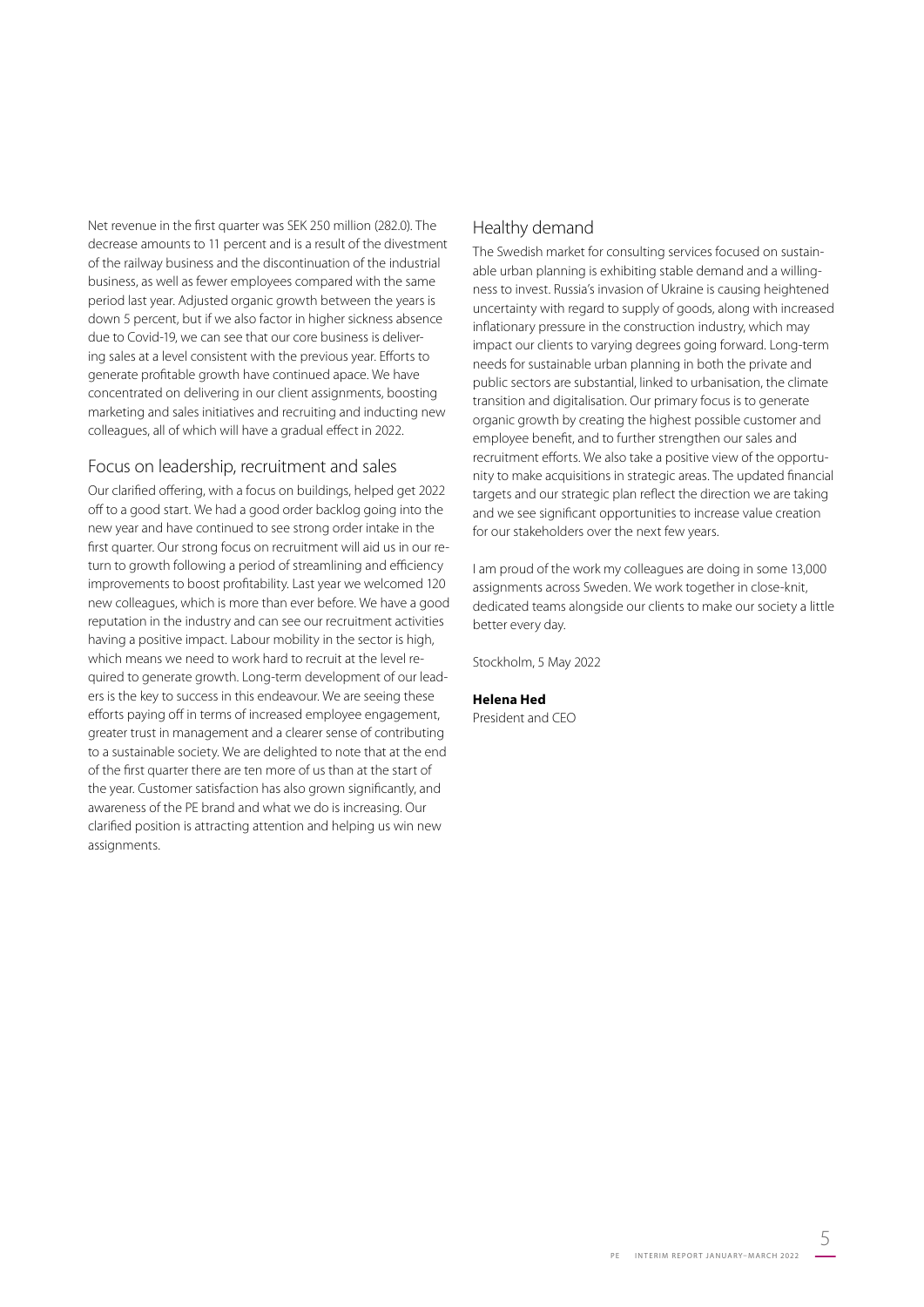Net revenue in the first quarter was SEK 250 million (282.0). The decrease amounts to 11 percent and is a result of the divestment of the railway business and the discontinuation of the industrial business, as well as fewer employees compared with the same period last year. Adjusted organic growth between the years is down 5 percent, but if we also factor in higher sickness absence due to Covid-19, we can see that our core business is delivering sales at a level consistent with the previous year. Efforts to generate profitable growth have continued apace. We have concentrated on delivering in our client assignments, boosting marketing and sales initiatives and recruiting and inducting new colleagues, all of which will have a gradual effect in 2022.

## Focus on leadership, recruitment and sales

Our clarified offering, with a focus on buildings, helped get 2022 off to a good start. We had a good order backlog going into the new year and have continued to see strong order intake in the first quarter. Our strong focus on recruitment will aid us in our return to growth following a period of streamlining and efficiency improvements to boost profitability. Last year we welcomed 120 new colleagues, which is more than ever before. We have a good reputation in the industry and can see our recruitment activities having a positive impact. Labour mobility in the sector is high, which means we need to work hard to recruit at the level required to generate growth. Long-term development of our leaders is the key to success in this endeavour. We are seeing these efforts paying off in terms of increased employee engagement, greater trust in management and a clearer sense of contributing to a sustainable society. We are delighted to note that at the end of the first quarter there are ten more of us than at the start of the year. Customer satisfaction has also grown significantly, and awareness of the PE brand and what we do is increasing. Our clarified position is attracting attention and helping us win new assignments.

## Healthy demand

The Swedish market for consulting services focused on sustainable urban planning is exhibiting stable demand and a willingness to invest. Russia's invasion of Ukraine is causing heightened uncertainty with regard to supply of goods, along with increased inflationary pressure in the construction industry, which may impact our clients to varying degrees going forward. Long-term needs for sustainable urban planning in both the private and public sectors are substantial, linked to urbanisation, the climate transition and digitalisation. Our primary focus is to generate organic growth by creating the highest possible customer and employee benefit, and to further strengthen our sales and recruitment efforts. We also take a positive view of the opportunity to make acquisitions in strategic areas. The updated financial targets and our strategic plan reflect the direction we are taking and we see significant opportunities to increase value creation for our stakeholders over the next few years.

I am proud of the work my colleagues are doing in some 13,000 assignments across Sweden. We work together in close-knit, dedicated teams alongside our clients to make our society a little better every day.

Stockholm, 5 May 2022

**Helena Hed**
President and CEO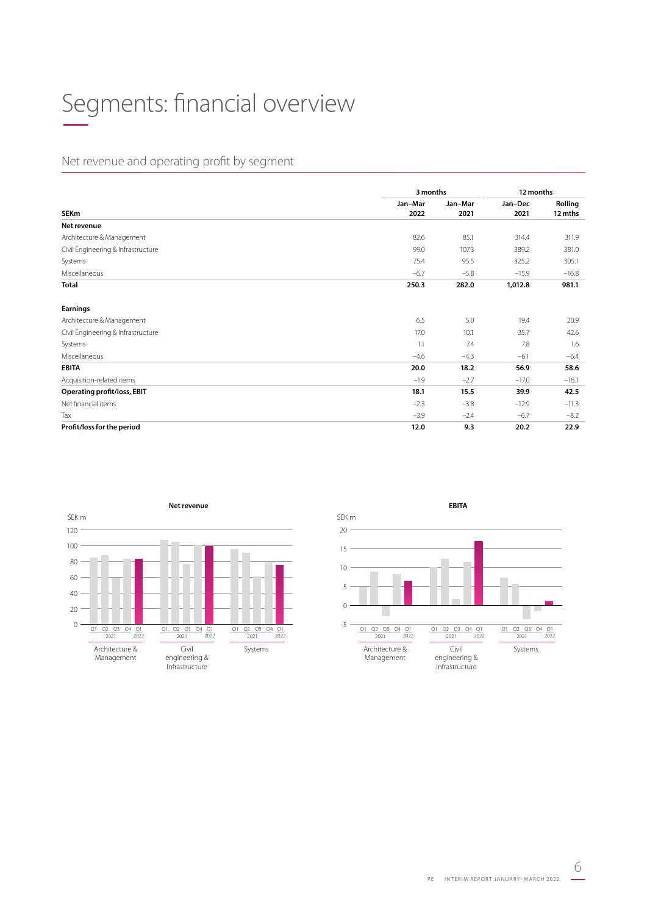# Segments: financial overview

## Net revenue and operating profit by segment

| | 3 months | | 12 months | |
|---|---|---|---|---|
| **SEKm** | **Jan–Mar 2022** | **Jan–Mar 2021** | **Jan–Dec 2021** | **Rolling 12 mths** |
| **Net revenue** | | | | |
| Architecture & Management | 82.6 | 85.1 | 314.4 | 311.9 |
| Civil Engineering & Infrastructure | 99.0 | 107.3 | 389.2 | 381.0 |
| Systems | 75.4 | 95.5 | 325.2 | 305.1 |
| Miscellaneous | −6.7 | −5.8 | −15.9 | −16.8 |
| **Total** | **250.3** | **282.0** | **1,012.8** | **981.1** |
| | | | | |
| **Earnings** | | | | |
| Architecture & Management | 6.5 | 5.0 | 19.4 | 20.9 |
| Civil Engineering & Infrastructure | 17.0 | 10.1 | 35.7 | 42.6 |
| Systems | 1.1 | 7.4 | 7.8 | 1.6 |
| Miscellaneous | −4.6 | −4.3 | −6.1 | −6.4 |
| **EBITA** | **20.0** | **18.2** | **56.9** | **58.6** |
| Acquisition-related items | −1.9 | −2.7 | −17.0 | −16.1 |
| **Operating profit/loss, EBIT** | **18.1** | **15.5** | **39.9** | **42.5** |
| Net financial items | −2.3 | −3.8 | −12.9 | −11.3 |
| Tax | −3.9 | −2.4 | −6.7 | −8.2 |
| **Profit/loss for the period** | **12.0** | **9.3** | **20.2** | **22.9** |

**Net revenue**

SEK m

Segments: Architecture & Management; Civil engineering & Infrastructure; Systems (Q1–Q4 2021, Q1 2022)

**EBITA**

SEK m

Segments: Architecture & Management; Civil engineering & Infrastructure; Systems (Q1–Q4 2021, Q1 2022)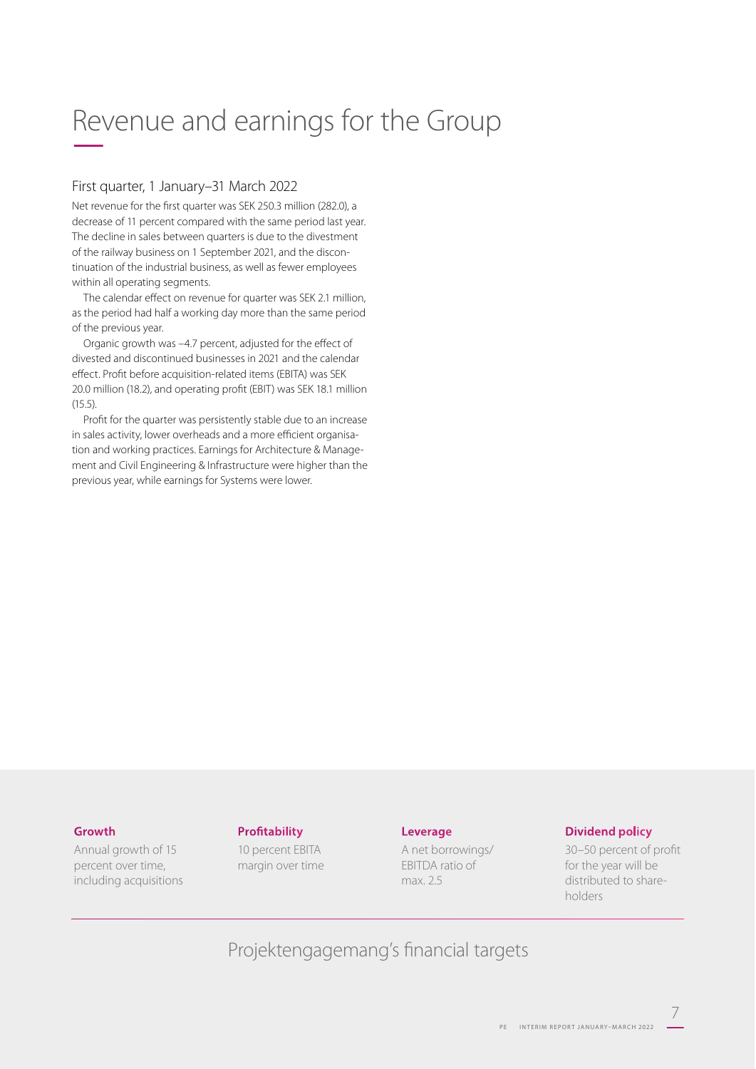# Revenue and earnings for the Group

## First quarter, 1 January–31 March 2022

Net revenue for the first quarter was SEK 250.3 million (282.0), a decrease of 11 percent compared with the same period last year. The decline in sales between quarters is due to the divestment of the railway business on 1 September 2021, and the discontinuation of the industrial business, as well as fewer employees within all operating segments.

The calendar effect on revenue for quarter was SEK 2.1 million, as the period had half a working day more than the same period of the previous year.

Organic growth was –4.7 percent, adjusted for the effect of divested and discontinued businesses in 2021 and the calendar effect. Profit before acquisition-related items (EBITA) was SEK 20.0 million (18.2), and operating profit (EBIT) was SEK 18.1 million (15.5).

Profit for the quarter was persistently stable due to an increase in sales activity, lower overheads and a more efficient organisation and working practices. Earnings for Architecture & Management and Civil Engineering & Infrastructure were higher than the previous year, while earnings for Systems were lower.

**Growth**

Annual growth of 15 percent over time, including acquisitions

**Profitability**

10 percent EBITA margin over time

**Leverage**

A net borrowings/EBITDA ratio of max. 2.5

**Dividend policy**

30–50 percent of profit for the year will be distributed to shareholders

## Projektengagemang's financial targets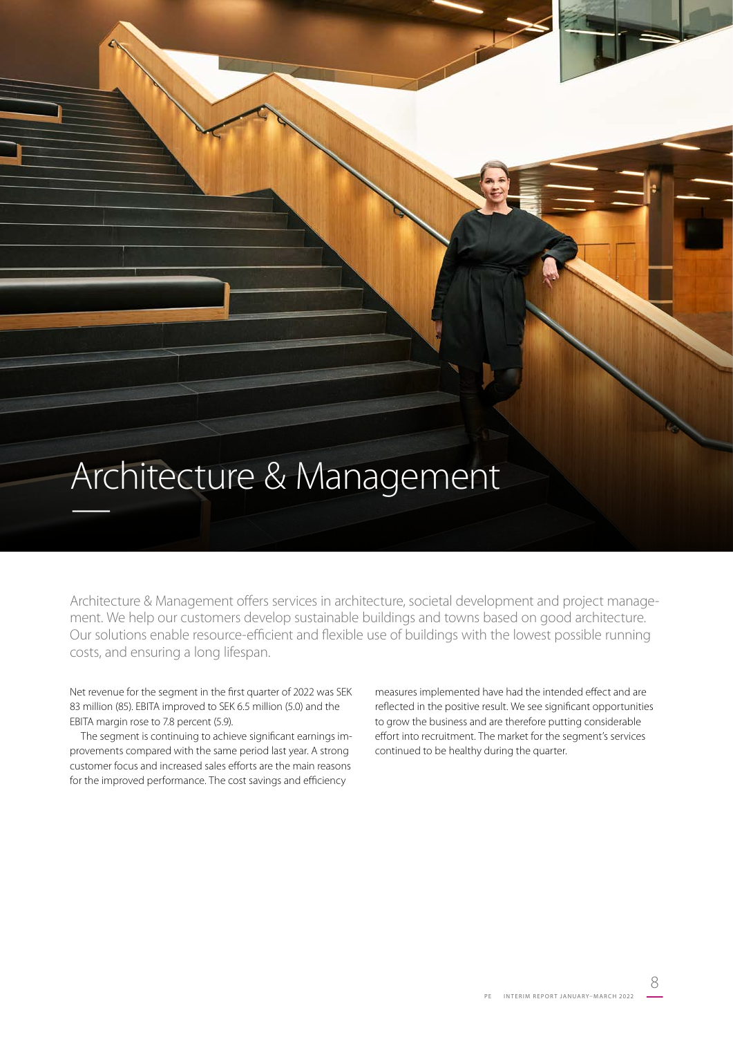# Architecture & Management

Architecture & Management offers services in architecture, societal development and project management. We help our customers develop sustainable buildings and towns based on good architecture. Our solutions enable resource-efficient and flexible use of buildings with the lowest possible running costs, and ensuring a long lifespan.

Net revenue for the segment in the first quarter of 2022 was SEK 83 million (85). EBITA improved to SEK 6.5 million (5.0) and the EBITA margin rose to 7.8 percent (5.9).

The segment is continuing to achieve significant earnings improvements compared with the same period last year. A strong customer focus and increased sales efforts are the main reasons for the improved performance. The cost savings and efficiency measures implemented have had the intended effect and are reflected in the positive result. We see significant opportunities to grow the business and are therefore putting considerable effort into recruitment. The market for the segment's services continued to be healthy during the quarter.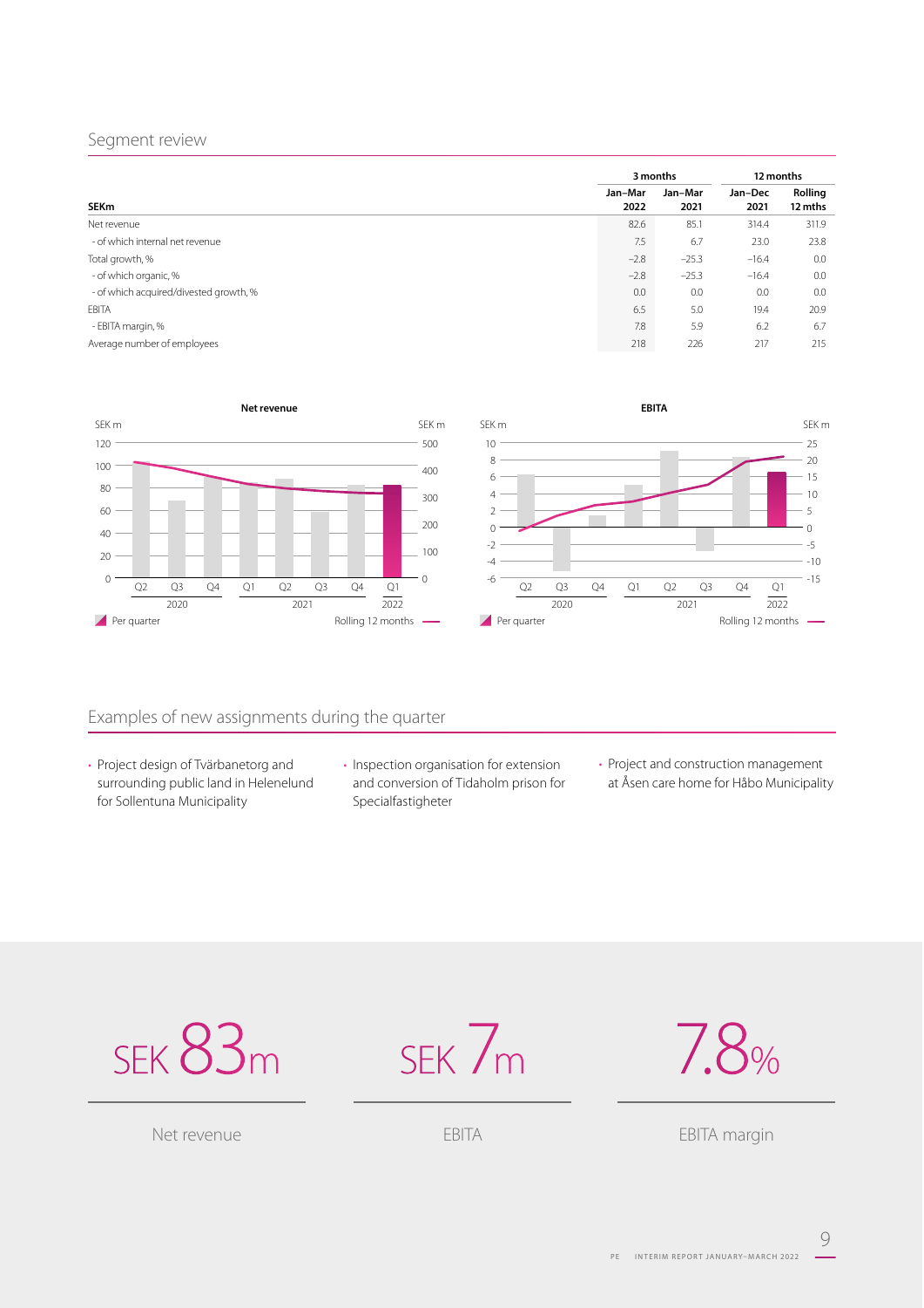## Segment review

| SEKm | 3 months | | 12 months | |
|---|---|---|---|---|
| | Jan–Mar 2022 | Jan–Mar 2021 | Jan–Dec 2021 | Rolling 12 mths |
| Net revenue | 82.6 | 85.1 | 314.4 | 311.9 |
| - of which internal net revenue | 7.5 | 6.7 | 23.0 | 23.8 |
| Total growth, % | −2.8 | −25.3 | −16.4 | 0.0 |
| - of which organic, % | −2.8 | −25.3 | −16.4 | 0.0 |
| - of which acquired/divested growth, % | 0.0 | 0.0 | 0.0 | 0.0 |
| EBITA | 6.5 | 5.0 | 19.4 | 20.9 |
| - EBITA margin, % | 7.8 | 5.9 | 6.2 | 6.7 |
| Average number of employees | 218 | 226 | 217 | 215 |

**Net revenue**

SEK m (Per quarter) / SEK m (Rolling 12 months)

Q2 2020 – Q1 2022

Per quarter — Rolling 12 months

**EBITA**

SEK m (Per quarter) / SEK m (Rolling 12 months)

Q2 2020 – Q1 2022

Per quarter — Rolling 12 months

## Examples of new assignments during the quarter

- Project design of Tvärbanetorg and surrounding public land in Helenelund for Sollentuna Municipality
- Inspection organisation for extension and conversion of Tidaholm prison for Specialfastigheter
- Project and construction management at Åsen care home for Håbo Municipality

SEK 83m — Net revenue

SEK 7m — EBITA

7.8% — EBITA margin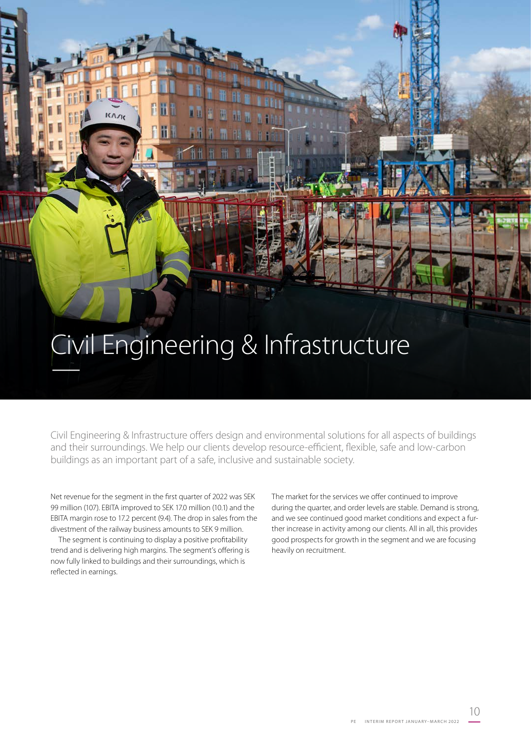# Civil Engineering & Infrastructure

Civil Engineering & Infrastructure offers design and environmental solutions for all aspects of buildings and their surroundings. We help our clients develop resource-efficient, flexible, safe and low-carbon buildings as an important part of a safe, inclusive and sustainable society.

Net revenue for the segment in the first quarter of 2022 was SEK 99 million (107). EBITA improved to SEK 17.0 million (10.1) and the EBITA margin rose to 17.2 percent (9.4). The drop in sales from the divestment of the railway business amounts to SEK 9 million.

The segment is continuing to display a positive profitability trend and is delivering high margins. The segment's offering is now fully linked to buildings and their surroundings, which is reflected in earnings.

The market for the services we offer continued to improve during the quarter, and order levels are stable. Demand is strong, and we see continued good market conditions and expect a further increase in activity among our clients. All in all, this provides good prospects for growth in the segment and we are focusing heavily on recruitment.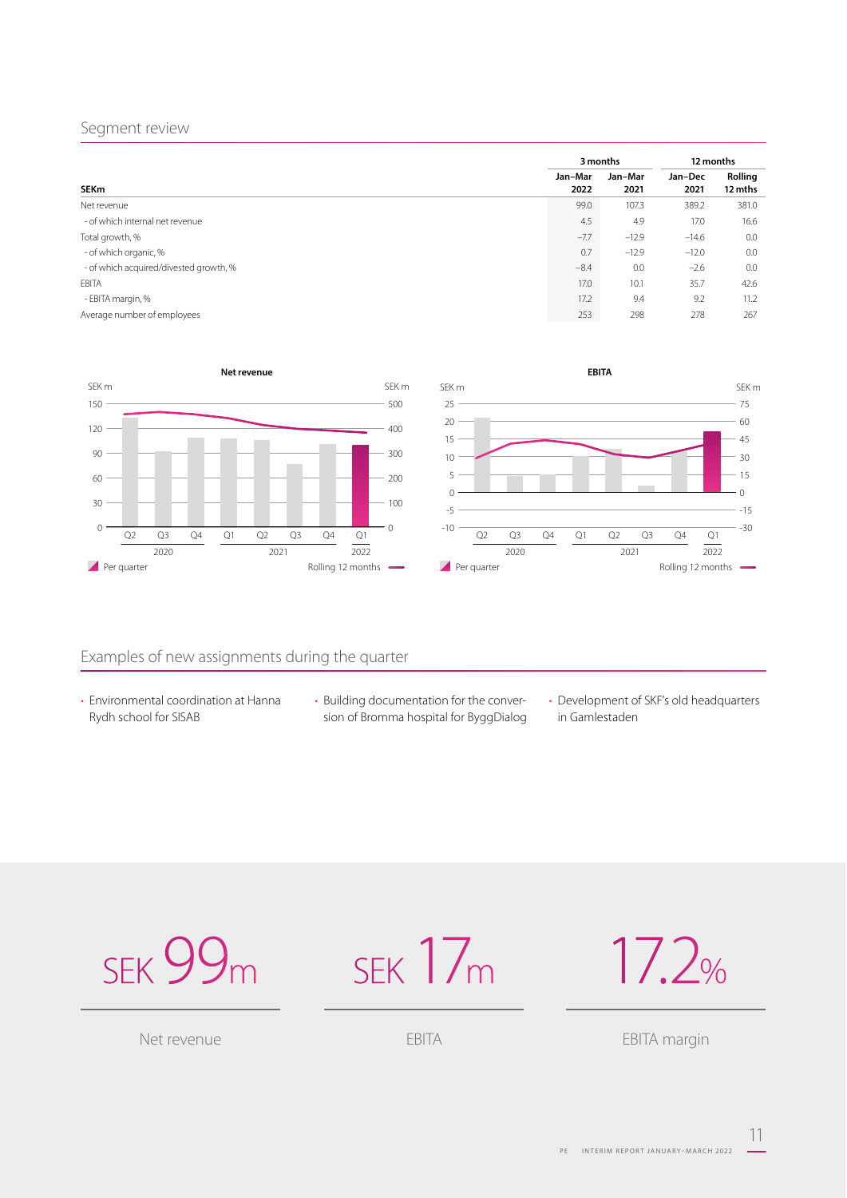## Segment review

| SEKm | 3 months Jan–Mar 2022 | 3 months Jan–Mar 2021 | 12 months Jan–Dec 2021 | 12 months Rolling 12 mths |
|---|---|---|---|---|
| Net revenue | 99.0 | 107.3 | 389.2 | 381.0 |
| - of which internal net revenue | 4.5 | 4.9 | 17.0 | 16.6 |
| Total growth, % | –7.7 | –12.9 | –14.6 | 0.0 |
| - of which organic, % | 0.7 | –12.9 | –12.0 | 0.0 |
| - of which acquired/divested growth, % | –8.4 | 0.0 | –2.6 | 0.0 |
| EBITA | 17.0 | 10.1 | 35.7 | 42.6 |
| - EBITA margin, % | 17.2 | 9.4 | 9.2 | 11.2 |
| Average number of employees | 253 | 298 | 278 | 267 |

**Net revenue**

**EBITA**

## Examples of new assignments during the quarter

- Environmental coordination at Hanna Rydh school for SISAB
- Building documentation for the conversion of Bromma hospital for ByggDialog
- Development of SKF's old headquarters in Gamlestaden

SEK 99m
Net revenue

SEK 17m
EBITA

17.2%
EBITA margin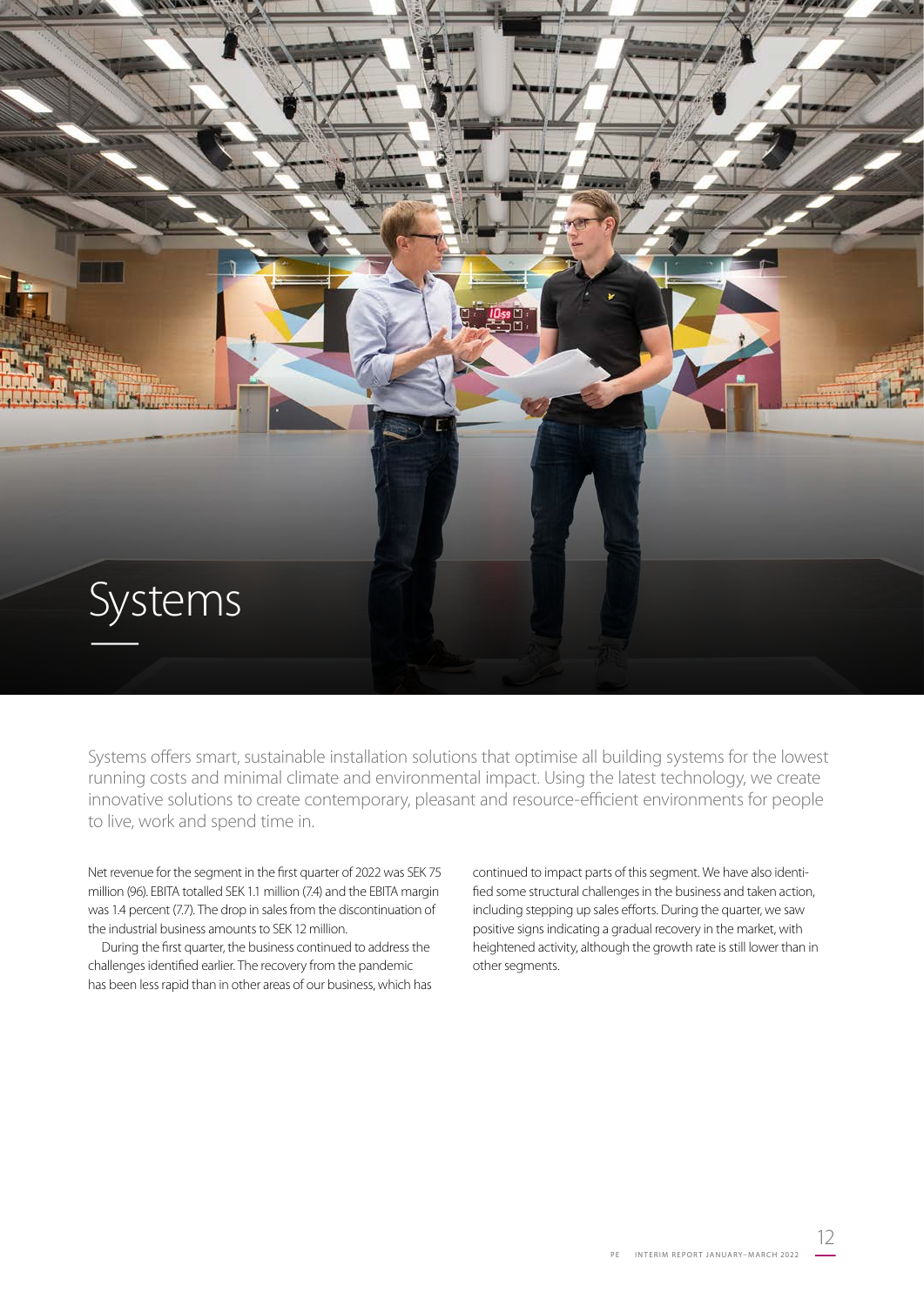# Systems

Systems offers smart, sustainable installation solutions that optimise all building systems for the lowest running costs and minimal climate and environmental impact. Using the latest technology, we create innovative solutions to create contemporary, pleasant and resource-efficient environments for people to live, work and spend time in.

Net revenue for the segment in the first quarter of 2022 was SEK 75 million (96). EBITA totalled SEK 1.1 million (7.4) and the EBITA margin was 1.4 percent (7.7). The drop in sales from the discontinuation of the industrial business amounts to SEK 12 million.

During the first quarter, the business continued to address the challenges identified earlier. The recovery from the pandemic has been less rapid than in other areas of our business, which has continued to impact parts of this segment. We have also identified some structural challenges in the business and taken action, including stepping up sales efforts. During the quarter, we saw positive signs indicating a gradual recovery in the market, with heightened activity, although the growth rate is still lower than in other segments.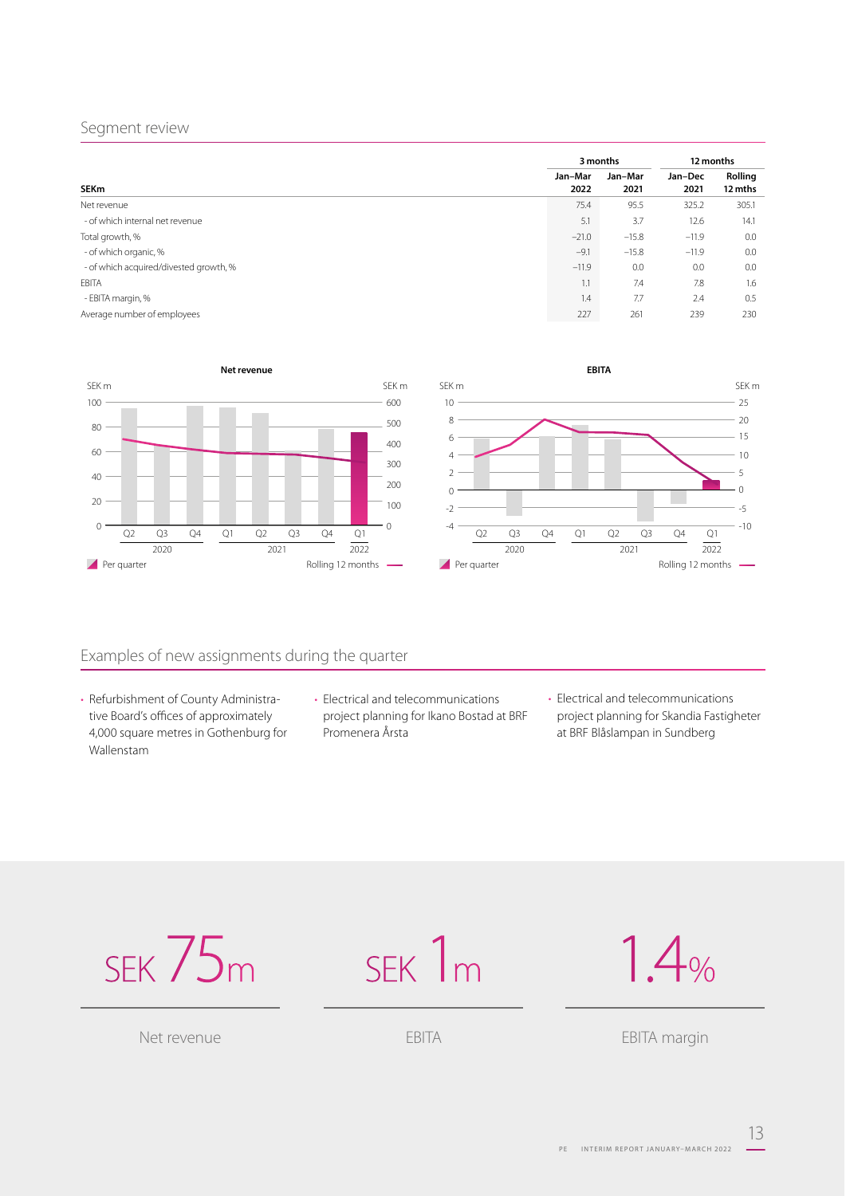## Segment review

| SEKm | 3 months | | 12 months | |
|---|---|---|---|---|
| | Jan–Mar 2022 | Jan–Mar 2021 | Jan–Dec 2021 | Rolling 12 mths |
| Net revenue | 75.4 | 95.5 | 325.2 | 305.1 |
| - of which internal net revenue | 5.1 | 3.7 | 12.6 | 14.1 |
| Total growth, % | –21.0 | –15.8 | –11.9 | 0.0 |
| - of which organic, % | –9.1 | –15.8 | –11.9 | 0.0 |
| - of which acquired/divested growth, % | –11.9 | 0.0 | 0.0 | 0.0 |
| EBITA | 1.1 | 7.4 | 7.8 | 1.6 |
| - EBITA margin, % | 1.4 | 7.7 | 2.4 | 0.5 |
| Average number of employees | 227 | 261 | 239 | 230 |

**Net revenue**

**EBITA**

## Examples of new assignments during the quarter

- Refurbishment of County Administrative Board's offices of approximately 4,000 square metres in Gothenburg for Wallenstam
- Electrical and telecommunications project planning for Ikano Bostad at BRF Promenera Årsta
- Electrical and telecommunications project planning for Skandia Fastigheter at BRF Blåslampan in Sundberg

SEK 75m
Net revenue

SEK 1m
EBITA

1.4%
EBITA margin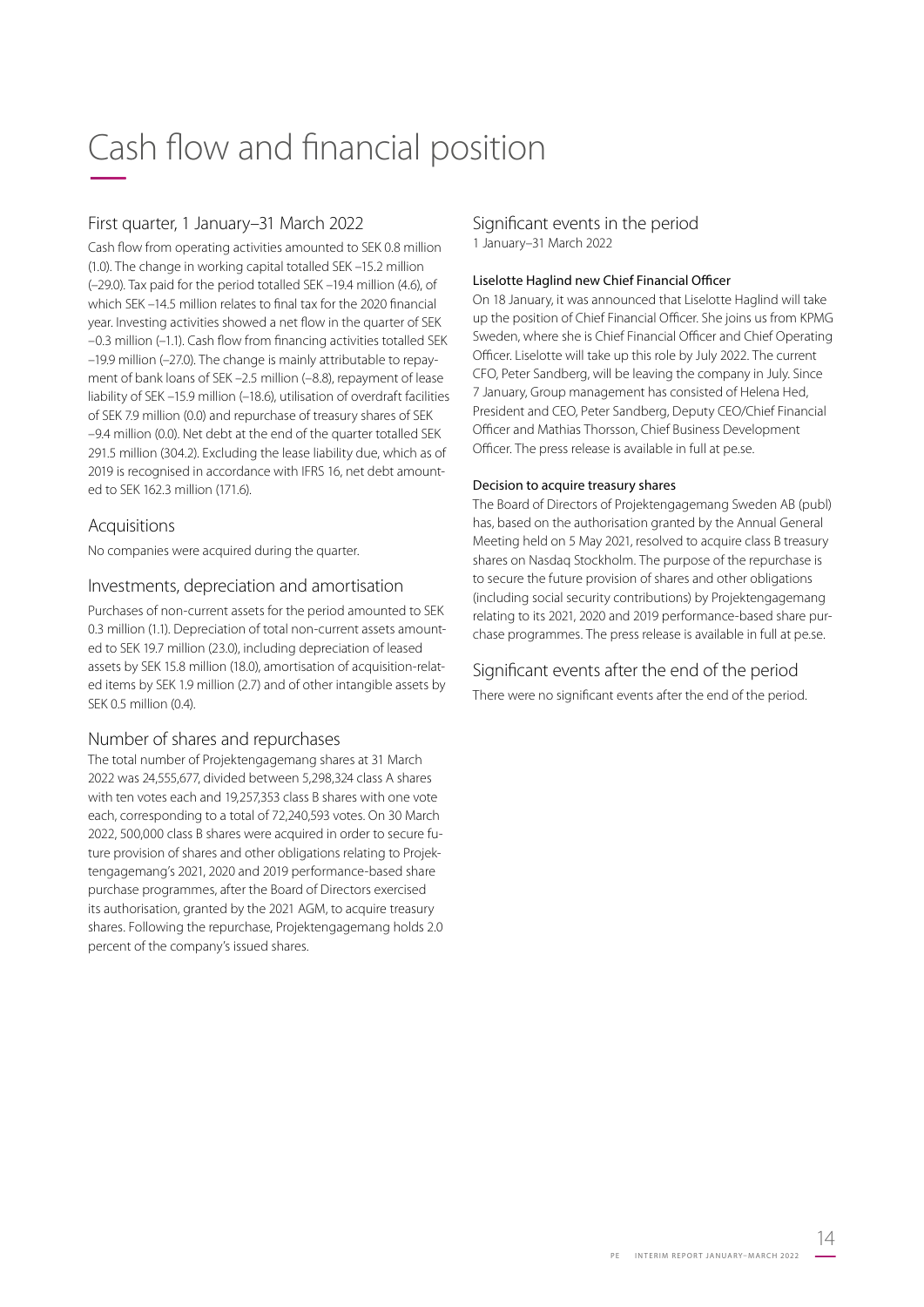# Cash flow and financial position

## First quarter, 1 January–31 March 2022

Cash flow from operating activities amounted to SEK 0.8 million (1.0). The change in working capital totalled SEK –15.2 million (–29.0). Tax paid for the period totalled SEK –19.4 million (4.6), of which SEK –14.5 million relates to final tax for the 2020 financial year. Investing activities showed a net flow in the quarter of SEK –0.3 million (–1.1). Cash flow from financing activities totalled SEK –19.9 million (–27.0). The change is mainly attributable to repayment of bank loans of SEK –2.5 million (–8.8), repayment of lease liability of SEK –15.9 million (–18.6), utilisation of overdraft facilities of SEK 7.9 million (0.0) and repurchase of treasury shares of SEK –9.4 million (0.0). Net debt at the end of the quarter totalled SEK 291.5 million (304.2). Excluding the lease liability due, which as of 2019 is recognised in accordance with IFRS 16, net debt amounted to SEK 162.3 million (171.6).

## Acquisitions

No companies were acquired during the quarter.

## Investments, depreciation and amortisation

Purchases of non-current assets for the period amounted to SEK 0.3 million (1.1). Depreciation of total non-current assets amounted to SEK 19.7 million (23.0), including depreciation of leased assets by SEK 15.8 million (18.0), amortisation of acquisition-related items by SEK 1.9 million (2.7) and of other intangible assets by SEK 0.5 million (0.4).

## Number of shares and repurchases

The total number of Projektengagemang shares at 31 March 2022 was 24,555,677, divided between 5,298,324 class A shares with ten votes each and 19,257,353 class B shares with one vote each, corresponding to a total of 72,240,593 votes. On 30 March 2022, 500,000 class B shares were acquired in order to secure future provision of shares and other obligations relating to Projektengagemang's 2021, 2020 and 2019 performance-based share purchase programmes, after the Board of Directors exercised its authorisation, granted by the 2021 AGM, to acquire treasury shares. Following the repurchase, Projektengagemang holds 2.0 percent of the company's issued shares.

## Significant events in the period

1 January–31 March 2022

### Liselotte Haglind new Chief Financial Officer

On 18 January, it was announced that Liselotte Haglind will take up the position of Chief Financial Officer. She joins us from KPMG Sweden, where she is Chief Financial Officer and Chief Operating Officer. Liselotte will take up this role by July 2022. The current CFO, Peter Sandberg, will be leaving the company in July. Since 7 January, Group management has consisted of Helena Hed, President and CEO, Peter Sandberg, Deputy CEO/Chief Financial Officer and Mathias Thorsson, Chief Business Development Officer. The press release is available in full at pe.se.

### Decision to acquire treasury shares

The Board of Directors of Projektengagemang Sweden AB (publ) has, based on the authorisation granted by the Annual General Meeting held on 5 May 2021, resolved to acquire class B treasury shares on Nasdaq Stockholm. The purpose of the repurchase is to secure the future provision of shares and other obligations (including social security contributions) by Projektengagemang relating to its 2021, 2020 and 2019 performance-based share purchase programmes. The press release is available in full at pe.se.

## Significant events after the end of the period

There were no significant events after the end of the period.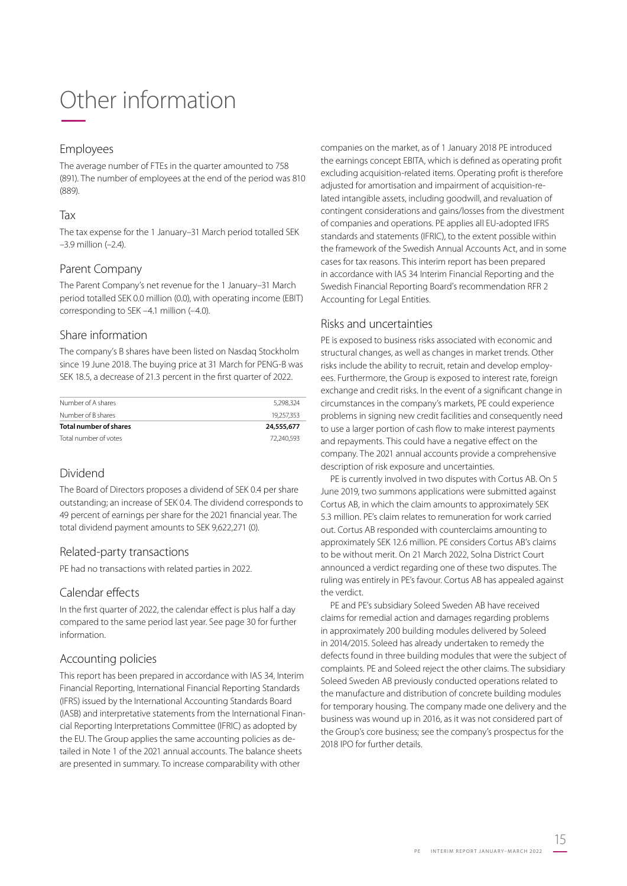# Other information

## Employees

The average number of FTEs in the quarter amounted to 758 (891). The number of employees at the end of the period was 810 (889).

## Tax

The tax expense for the 1 January–31 March period totalled SEK –3.9 million (–2.4).

## Parent Company

The Parent Company's net revenue for the 1 January–31 March period totalled SEK 0.0 million (0.0), with operating income (EBIT) corresponding to SEK –4.1 million (–4.0).

## Share information

The company's B shares have been listed on Nasdaq Stockholm since 19 June 2018. The buying price at 31 March for PENG-B was SEK 18.5, a decrease of 21.3 percent in the first quarter of 2022.

| | |
|---|---|
| Number of A shares | 5,298,324 |
| Number of B shares | 19,257,353 |
| **Total number of shares** | **24,555,677** |
| Total number of votes | 72,240,593 |

## Dividend

The Board of Directors proposes a dividend of SEK 0.4 per share outstanding; an increase of SEK 0.4. The dividend corresponds to 49 percent of earnings per share for the 2021 financial year. The total dividend payment amounts to SEK 9,622,271 (0).

## Related-party transactions

PE had no transactions with related parties in 2022.

## Calendar effects

In the first quarter of 2022, the calendar effect is plus half a day compared to the same period last year. See page 30 for further information.

## Accounting policies

This report has been prepared in accordance with IAS 34, Interim Financial Reporting, International Financial Reporting Standards (IFRS) issued by the International Accounting Standards Board (IASB) and interpretative statements from the International Financial Reporting Interpretations Committee (IFRIC) as adopted by the EU. The Group applies the same accounting policies as detailed in Note 1 of the 2021 annual accounts. The balance sheets are presented in summary. To increase comparability with other companies on the market, as of 1 January 2018 PE introduced the earnings concept EBITA, which is defined as operating profit excluding acquisition-related items. Operating profit is therefore adjusted for amortisation and impairment of acquisition-related intangible assets, including goodwill, and revaluation of contingent considerations and gains/losses from the divestment of companies and operations. PE applies all EU-adopted IFRS standards and statements (IFRIC), to the extent possible within the framework of the Swedish Annual Accounts Act, and in some cases for tax reasons. This interim report has been prepared in accordance with IAS 34 Interim Financial Reporting and the Swedish Financial Reporting Board's recommendation RFR 2 Accounting for Legal Entities.

## Risks and uncertainties

PE is exposed to business risks associated with economic and structural changes, as well as changes in market trends. Other risks include the ability to recruit, retain and develop employees. Furthermore, the Group is exposed to interest rate, foreign exchange and credit risks. In the event of a significant change in circumstances in the company's markets, PE could experience problems in signing new credit facilities and consequently need to use a larger portion of cash flow to make interest payments and repayments. This could have a negative effect on the company. The 2021 annual accounts provide a comprehensive description of risk exposure and uncertainties.

PE is currently involved in two disputes with Cortus AB. On 5 June 2019, two summons applications were submitted against Cortus AB, in which the claim amounts to approximately SEK 5.3 million. PE's claim relates to remuneration for work carried out. Cortus AB responded with counterclaims amounting to approximately SEK 12.6 million. PE considers Cortus AB's claims to be without merit. On 21 March 2022, Solna District Court announced a verdict regarding one of these two disputes. The ruling was entirely in PE's favour. Cortus AB has appealed against the verdict.

PE and PE's subsidiary Soleed Sweden AB have received claims for remedial action and damages regarding problems in approximately 200 building modules delivered by Soleed in 2014/2015. Soleed has already undertaken to remedy the defects found in three building modules that were the subject of complaints. PE and Soleed reject the other claims. The subsidiary Soleed Sweden AB previously conducted operations related to the manufacture and distribution of concrete building modules for temporary housing. The company made one delivery and the business was wound up in 2016, as it was not considered part of the Group's core business; see the company's prospectus for the 2018 IPO for further details.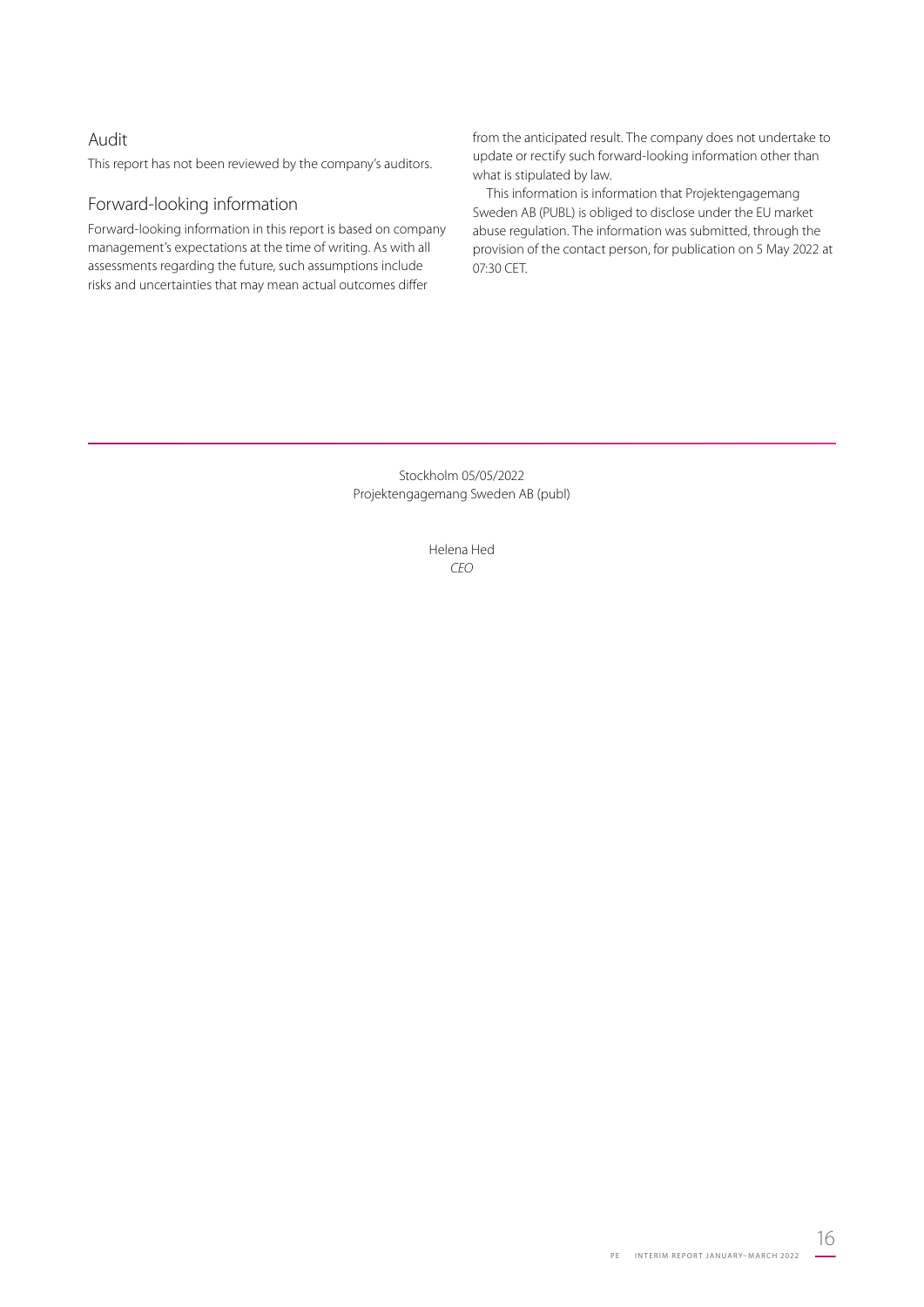## Audit

This report has not been reviewed by the company's auditors.

## Forward-looking information

Forward-looking information in this report is based on company management's expectations at the time of writing. As with all assessments regarding the future, such assumptions include risks and uncertainties that may mean actual outcomes differ from the anticipated result. The company does not undertake to update or rectify such forward-looking information other than what is stipulated by law.

This information is information that Projektengagemang Sweden AB (PUBL) is obliged to disclose under the EU market abuse regulation. The information was submitted, through the provision of the contact person, for publication on 5 May 2022 at 07:30 CET.

---

Stockholm 05/05/2022
Projektengagemang Sweden AB (publ)

Helena Hed
*CEO*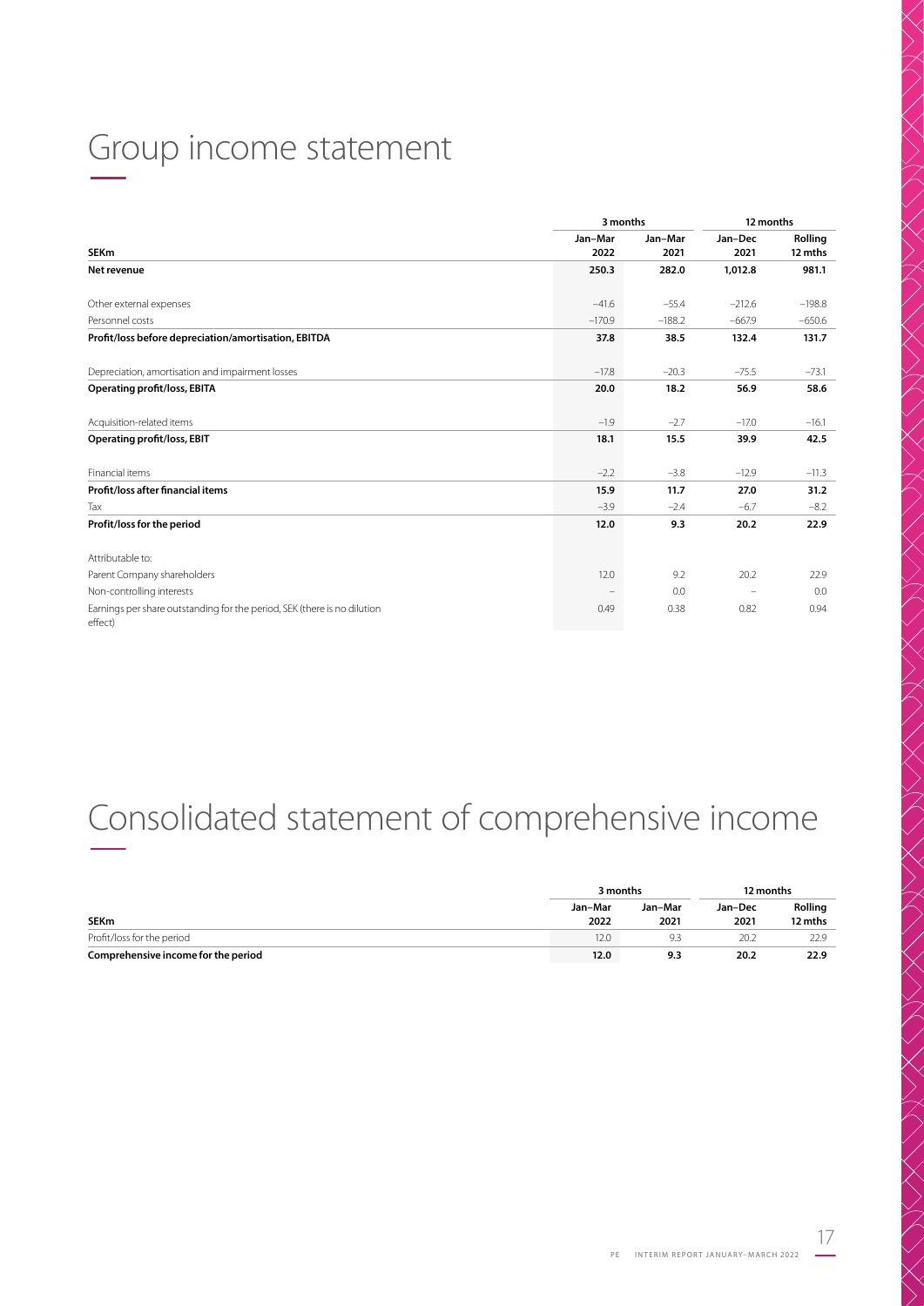# Group income statement

| SEKm | 3 months | | 12 months | |
|---|---|---|---|---|
| | Jan–Mar 2022 | Jan–Mar 2021 | Jan–Dec 2021 | Rolling 12 mths |
| **Net revenue** | **250.3** | **282.0** | **1,012.8** | **981.1** |
| Other external expenses | –41.6 | –55.4 | –212.6 | –198.8 |
| Personnel costs | –170.9 | –188.2 | –667.9 | –650.6 |
| **Profit/loss before depreciation/amortisation, EBITDA** | **37.8** | **38.5** | **132.4** | **131.7** |
| Depreciation, amortisation and impairment losses | –17.8 | –20.3 | –75.5 | –73.1 |
| **Operating profit/loss, EBITA** | **20.0** | **18.2** | **56.9** | **58.6** |
| Acquisition-related items | –1.9 | –2.7 | –17.0 | –16.1 |
| **Operating profit/loss, EBIT** | **18.1** | **15.5** | **39.9** | **42.5** |
| Financial items | –2.2 | –3.8 | –12.9 | –11.3 |
| **Profit/loss after financial items** | **15.9** | **11.7** | **27.0** | **31.2** |
| Tax | –3.9 | –2.4 | –6.7 | –8.2 |
| **Profit/loss for the period** | **12.0** | **9.3** | **20.2** | **22.9** |
| Attributable to: | | | | |
| Parent Company shareholders | 12.0 | 9.2 | 20.2 | 22.9 |
| Non-controlling interests | – | 0.0 | – | 0.0 |
| Earnings per share outstanding for the period, SEK (there is no dilution effect) | 0.49 | 0.38 | 0.82 | 0.94 |

# Consolidated statement of comprehensive income

| SEKm | 3 months | | 12 months | |
|---|---|---|---|---|
| | Jan–Mar 2022 | Jan–Mar 2021 | Jan–Dec 2021 | Rolling 12 mths |
| Profit/loss for the period | 12.0 | 9.3 | 20.2 | 22.9 |
| **Comprehensive income for the period** | **12.0** | **9.3** | **20.2** | **22.9** |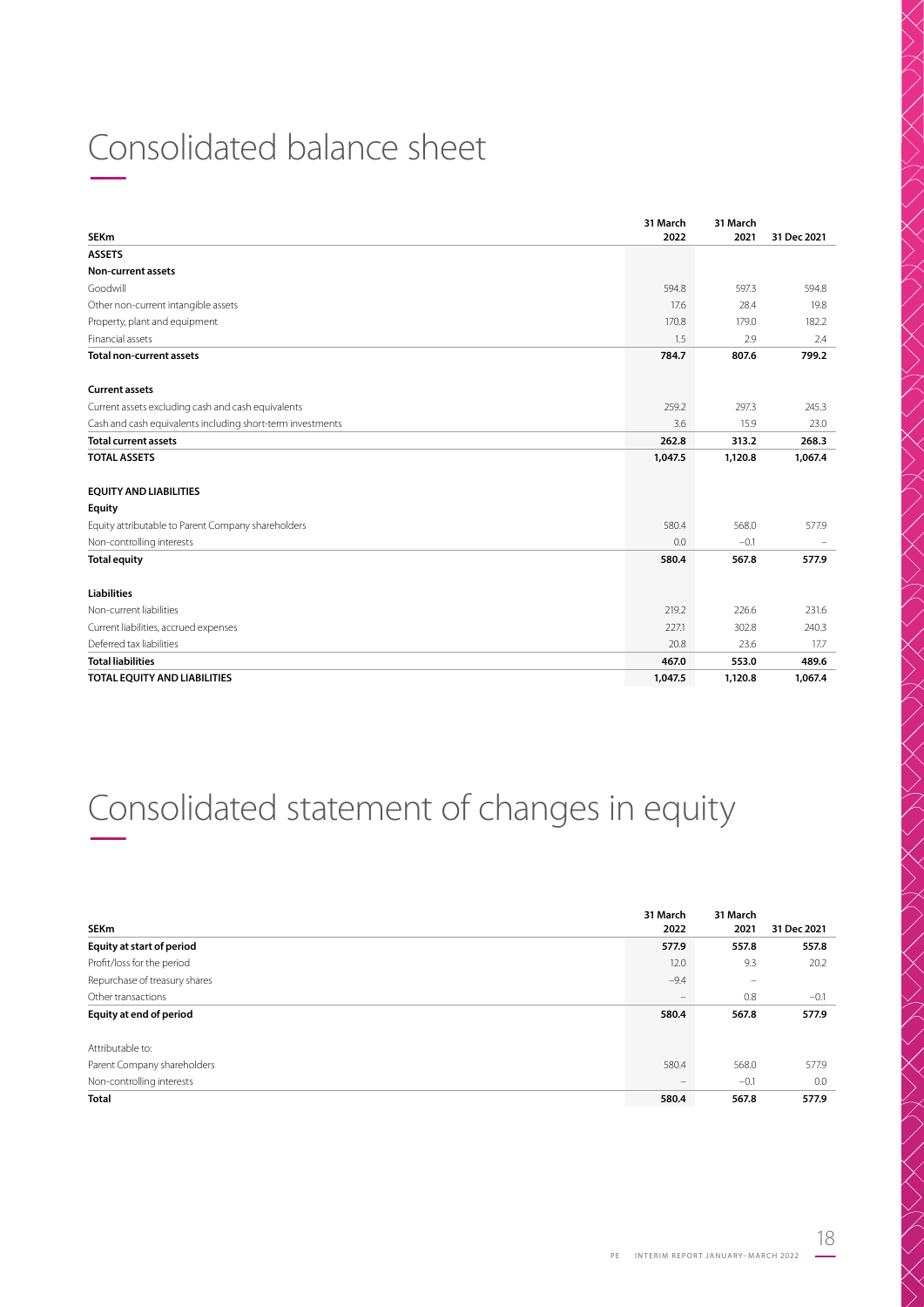# Consolidated balance sheet

| SEKm | 31 March 2022 | 31 March 2021 | 31 Dec 2021 |
|---|---|---|---|
| **ASSETS** | | | |
| **Non-current assets** | | | |
| Goodwill | 594.8 | 597.3 | 594.8 |
| Other non-current intangible assets | 17.6 | 28.4 | 19.8 |
| Property, plant and equipment | 170.8 | 179.0 | 182.2 |
| Financial assets | 1.5 | 2.9 | 2.4 |
| **Total non-current assets** | **784.7** | **807.6** | **799.2** |
| | | | |
| **Current assets** | | | |
| Current assets excluding cash and cash equivalents | 259.2 | 297.3 | 245.3 |
| Cash and cash equivalents including short-term investments | 3.6 | 15.9 | 23.0 |
| **Total current assets** | **262.8** | **313.2** | **268.3** |
| **TOTAL ASSETS** | **1,047.5** | **1,120.8** | **1,067.4** |
| | | | |
| **EQUITY AND LIABILITIES** | | | |
| **Equity** | | | |
| Equity attributable to Parent Company shareholders | 580.4 | 568.0 | 577.9 |
| Non-controlling interests | 0.0 | −0.1 | – |
| **Total equity** | **580.4** | **567.8** | **577.9** |
| | | | |
| **Liabilities** | | | |
| Non-current liabilities | 219.2 | 226.6 | 231.6 |
| Current liabilities, accrued expenses | 227.1 | 302.8 | 240.3 |
| Deferred tax liabilities | 20.8 | 23.6 | 17.7 |
| **Total liabilities** | **467.0** | **553.0** | **489.6** |
| **TOTAL EQUITY AND LIABILITIES** | **1,047.5** | **1,120.8** | **1,067.4** |

# Consolidated statement of changes in equity

| SEKm | 31 March 2022 | 31 March 2021 | 31 Dec 2021 |
|---|---|---|---|
| **Equity at start of period** | **577.9** | **557.8** | **557.8** |
| Profit/loss for the period | 12.0 | 9.3 | 20.2 |
| Repurchase of treasury shares | −9.4 | – | |
| Other transactions | – | 0.8 | −0.1 |
| **Equity at end of period** | **580.4** | **567.8** | **577.9** |
| | | | |
| Attributable to: | | | |
| Parent Company shareholders | 580.4 | 568.0 | 577.9 |
| Non-controlling interests | – | −0.1 | 0.0 |
| **Total** | **580.4** | **567.8** | **577.9** |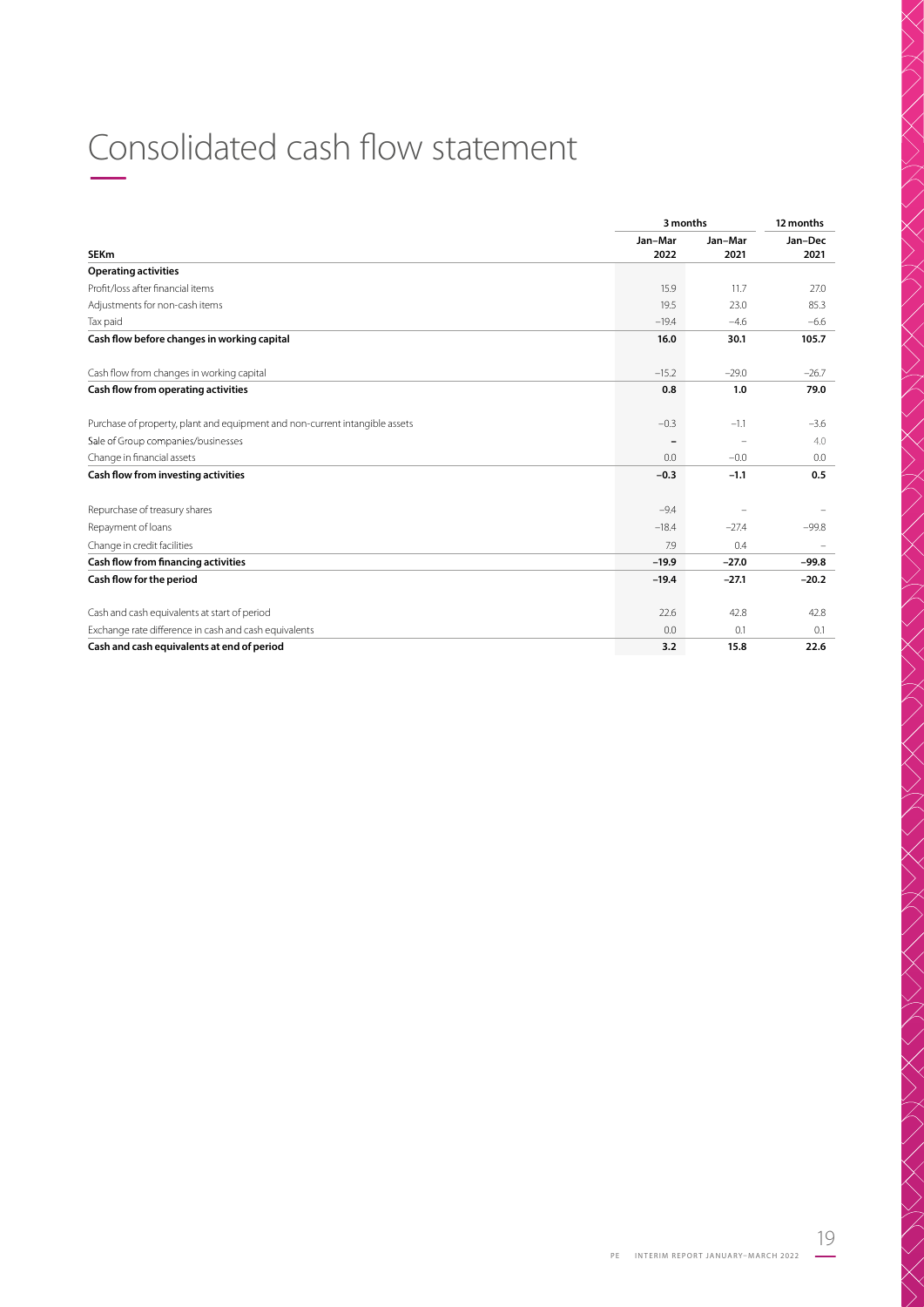# Consolidated cash flow statement

| | 3 months | | 12 months |
|---|---|---|---|
| **SEKm** | **Jan–Mar 2022** | **Jan–Mar 2021** | **Jan–Dec 2021** |
| **Operating activities** | | | |
| Profit/loss after financial items | 15.9 | 11.7 | 27.0 |
| Adjustments for non-cash items | 19.5 | 23.0 | 85.3 |
| Tax paid | –19.4 | –4.6 | –6.6 |
| **Cash flow before changes in working capital** | **16.0** | **30.1** | **105.7** |
| Cash flow from changes in working capital | –15.2 | –29.0 | –26.7 |
| **Cash flow from operating activities** | **0.8** | **1.0** | **79.0** |
| Purchase of property, plant and equipment and non-current intangible assets | –0.3 | –1.1 | –3.6 |
| Sale of Group companies/businesses | – | – | 4.0 |
| Change in financial assets | 0.0 | –0.0 | 0.0 |
| **Cash flow from investing activities** | **–0.3** | **–1.1** | **0.5** |
| Repurchase of treasury shares | –9.4 | – | – |
| Repayment of loans | –18.4 | –27.4 | –99.8 |
| Change in credit facilities | 7.9 | 0.4 | – |
| **Cash flow from financing activities** | **–19.9** | **–27.0** | **–99.8** |
| **Cash flow for the period** | **–19.4** | **–27.1** | **–20.2** |
| Cash and cash equivalents at start of period | 22.6 | 42.8 | 42.8 |
| Exchange rate difference in cash and cash equivalents | 0.0 | 0.1 | 0.1 |
| **Cash and cash equivalents at end of period** | **3.2** | **15.8** | **22.6** |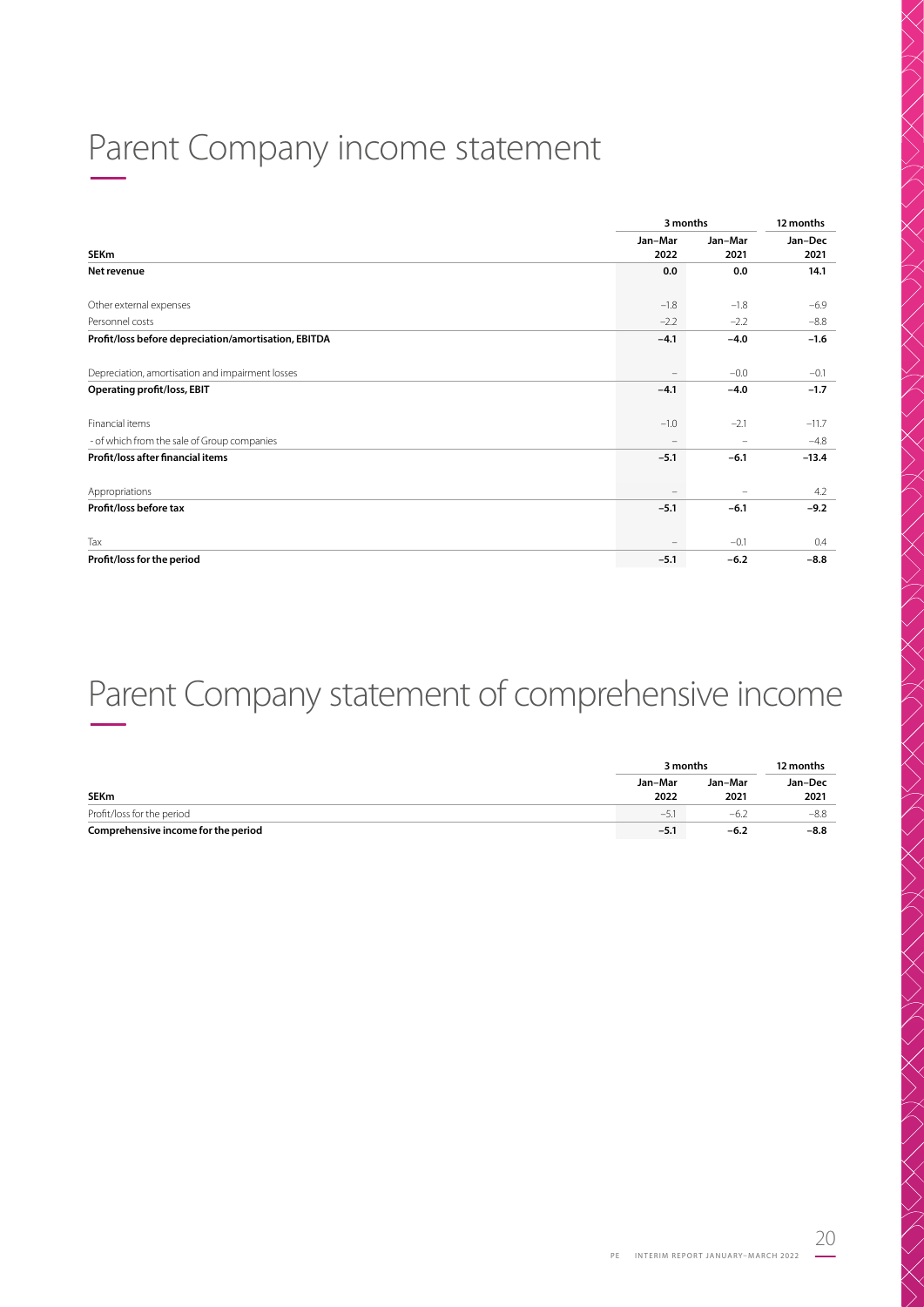# Parent Company income statement

| SEKm | 3 months Jan–Mar 2022 | 3 months Jan–Mar 2021 | 12 months Jan–Dec 2021 |
|---|---|---|---|
| **Net revenue** | **0.0** | **0.0** | **14.1** |
| Other external expenses | –1.8 | –1.8 | –6.9 |
| Personnel costs | –2.2 | –2.2 | –8.8 |
| **Profit/loss before depreciation/amortisation, EBITDA** | **–4.1** | **–4.0** | **–1.6** |
| Depreciation, amortisation and impairment losses | – | –0.0 | –0.1 |
| **Operating profit/loss, EBIT** | **–4.1** | **–4.0** | **–1.7** |
| Financial items | –1.0 | –2.1 | –11.7 |
| - of which from the sale of Group companies | – | – | –4.8 |
| **Profit/loss after financial items** | **–5.1** | **–6.1** | **–13.4** |
| Appropriations | – | – | 4.2 |
| **Profit/loss before tax** | **–5.1** | **–6.1** | **–9.2** |
| Tax | – | –0.1 | 0.4 |
| **Profit/loss for the period** | **–5.1** | **–6.2** | **–8.8** |

# Parent Company statement of comprehensive income

| SEKm | 3 months Jan–Mar 2022 | 3 months Jan–Mar 2021 | 12 months Jan–Dec 2021 |
|---|---|---|---|
| Profit/loss for the period | –5.1 | –6.2 | –8.8 |
| **Comprehensive income for the period** | **–5.1** | **–6.2** | **–8.8** |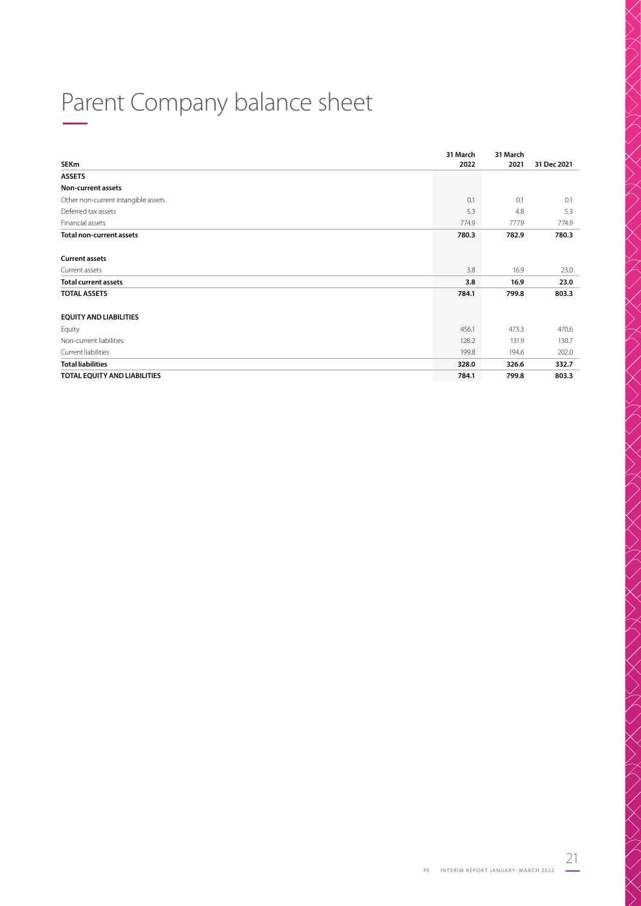# Parent Company balance sheet

| SEKm | 31 March 2022 | 31 March 2021 | 31 Dec 2021 |
|---|---|---|---|
| **ASSETS** | | | |
| **Non-current assets** | | | |
| Other non-current intangible assets | 0.1 | 0.1 | 0.1 |
| Deferred tax assets | 5.3 | 4.8 | 5.3 |
| Financial assets | 774.9 | 777.9 | 774.9 |
| **Total non-current assets** | **780.3** | **782.9** | **780.3** |
| | | | |
| **Current assets** | | | |
| Current assets | 3.8 | 16.9 | 23.0 |
| **Total current assets** | **3.8** | **16.9** | **23.0** |
| **TOTAL ASSETS** | **784.1** | **799.8** | **803.3** |
| | | | |
| **EQUITY AND LIABILITIES** | | | |
| Equity | 456.1 | 473.3 | 470.6 |
| Non-current liabilities | 128.2 | 131.9 | 130.7 |
| Current liabilities | 199.8 | 194.6 | 202.0 |
| **Total liabilities** | **328.0** | **326.6** | **332.7** |
| **TOTAL EQUITY AND LIABILITIES** | **784.1** | **799.8** | **803.3** |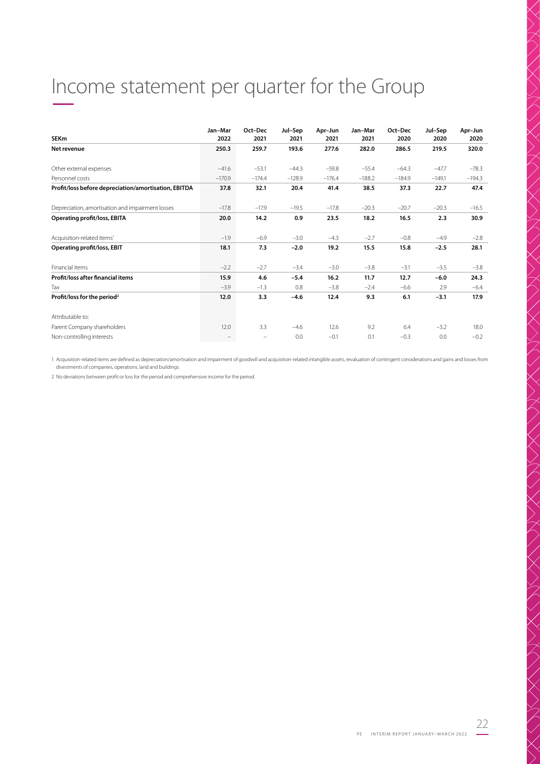# Income statement per quarter for the Group

| SEKm | Jan–Mar 2022 | Oct–Dec 2021 | Jul–Sep 2021 | Apr–Jun 2021 | Jan–Mar 2021 | Oct–Dec 2020 | Jul–Sep 2020 | Apr–Jun 2020 |
|---|---|---|---|---|---|---|---|---|
| **Net revenue** | **250.3** | **259.7** | **193.6** | **277.6** | **282.0** | **286.5** | **219.5** | **320.0** |
| Other external expenses | −41.6 | −53.1 | −44.3 | −59.8 | −55.4 | −64.3 | −47.7 | −78.3 |
| Personnel costs | −170.9 | −174.4 | −128.9 | −176.4 | −188.2 | −184.9 | −149.1 | −194.3 |
| **Profit/loss before depreciation/amortisation, EBITDA** | **37.8** | **32.1** | **20.4** | **41.4** | **38.5** | **37.3** | **22.7** | **47.4** |
| Depreciation, amortisation and impairment losses | −17.8 | −17.9 | −19.5 | −17.8 | −20.3 | −20.7 | −20.3 | −16.5 |
| **Operating profit/loss, EBITA** | **20.0** | **14.2** | **0.9** | **23.5** | **18.2** | **16.5** | **2.3** | **30.9** |
| Acquisition-related items[1] | −1.9 | −6.9 | −3.0 | −4.3 | −2.7 | −0.8 | −4.9 | −2.8 |
| **Operating profit/loss, EBIT** | **18.1** | **7.3** | **−2.0** | **19.2** | **15.5** | **15.8** | **−2.5** | **28.1** |
| Financial items | −2.2 | −2.7 | −3.4 | −3.0 | −3.8 | −3.1 | −3.5 | −3.8 |
| **Profit/loss after financial items** | **15.9** | **4.6** | **−5.4** | **16.2** | **11.7** | **12.7** | **−6.0** | **24.3** |
| Tax | −3.9 | −1.3 | 0.8 | −3.8 | −2.4 | −6.6 | 2.9 | −6.4 |
| **Profit/loss for the period[2]** | **12.0** | **3.3** | **−4.6** | **12.4** | **9.3** | **6.1** | **−3.1** | **17.9** |
| Attributable to: | | | | | | | | |
| Parent Company shareholders | 12.0 | 3.3 | −4.6 | 12.6 | 9.2 | 6.4 | −3.2 | 18.0 |
| Non-controlling interests | – | – | 0.0 | −0.1 | 0.1 | −0.3 | 0.0 | −0.2 |

1 Acquisition-related items are defined as depreciation/amortisation and impairment of goodwill and acquisition-related intangible assets, revaluation of contingent considerations and gains and losses from divestments of companies, operations, land and buildings.

2 No deviations between profit or loss for the period and comprehensive income for the period.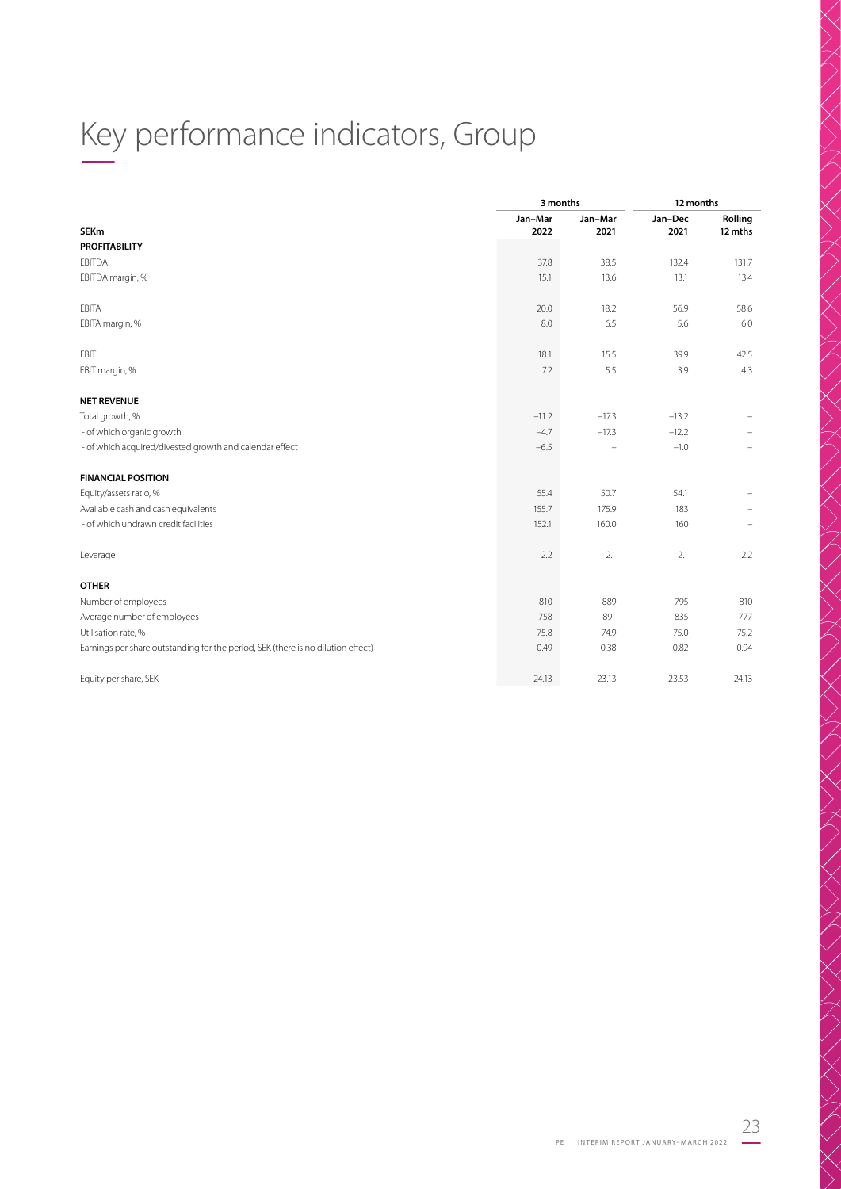# Key performance indicators, Group

| | 3 months | | 12 months | |
|---|---|---|---|---|
| **SEKm** | **Jan–Mar 2022** | **Jan–Mar 2021** | **Jan–Dec 2021** | **Rolling 12 mths** |
| **PROFITABILITY** | | | | |
| EBITDA | 37.8 | 38.5 | 132.4 | 131.7 |
| EBITDA margin, % | 15.1 | 13.6 | 13.1 | 13.4 |
| EBITA | 20.0 | 18.2 | 56.9 | 58.6 |
| EBITA margin, % | 8.0 | 6.5 | 5.6 | 6.0 |
| EBIT | 18.1 | 15.5 | 39.9 | 42.5 |
| EBIT margin, % | 7.2 | 5.5 | 3.9 | 4.3 |
| **NET REVENUE** | | | | |
| Total growth, % | −11.2 | −17.3 | −13.2 | – |
| - of which organic growth | −4.7 | −17.3 | −12.2 | – |
| - of which acquired/divested growth and calendar effect | −6.5 | – | −1.0 | – |
| **FINANCIAL POSITION** | | | | |
| Equity/assets ratio, % | 55.4 | 50.7 | 54.1 | – |
| Available cash and cash equivalents | 155.7 | 175.9 | 183 | – |
| - of which undrawn credit facilities | 152.1 | 160.0 | 160 | – |
| Leverage | 2.2 | 2.1 | 2.1 | 2.2 |
| **OTHER** | | | | |
| Number of employees | 810 | 889 | 795 | 810 |
| Average number of employees | 758 | 891 | 835 | 777 |
| Utilisation rate, % | 75.8 | 74.9 | 75.0 | 75.2 |
| Earnings per share outstanding for the period, SEK (there is no dilution effect) | 0.49 | 0.38 | 0.82 | 0.94 |
| Equity per share, SEK | 24.13 | 23.13 | 23.53 | 24.13 |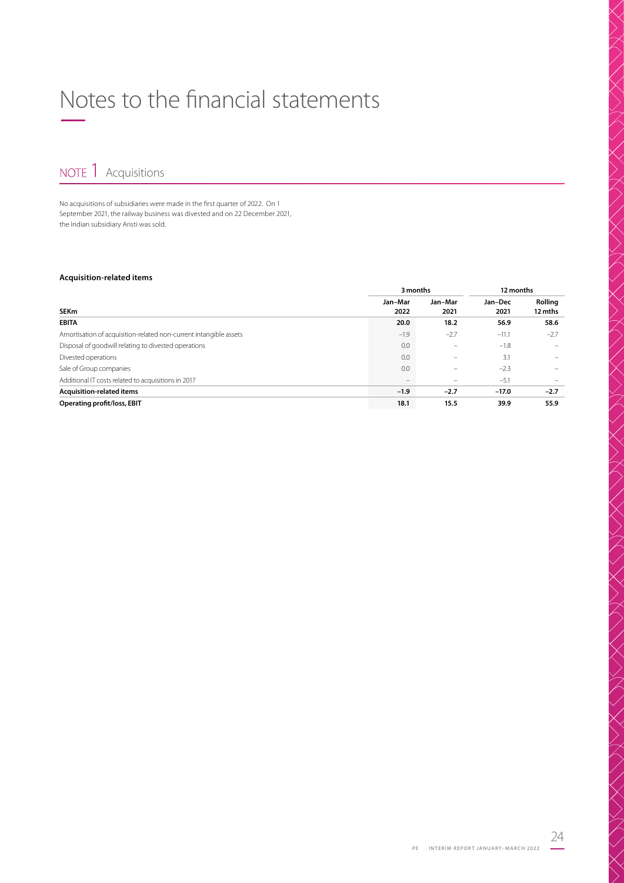# Notes to the financial statements

## NOTE 1 Acquisitions

No acquisitions of subsidiaries were made in the first quarter of 2022. On 1 September 2021, the railway business was divested and on 22 December 2021, the Indian subsidiary Aristi was sold.

**Acquisition-related items**

| | 3 months | | 12 months | |
|---|---|---|---|---|
| **SEKm** | **Jan–Mar 2022** | **Jan–Mar 2021** | **Jan–Dec 2021** | **Rolling 12 mths** |
| **EBITA** | **20.0** | **18.2** | **56.9** | **58.6** |
| Amortisation of acquisition-related non-current intangible assets | –1.9 | –2.7 | –11.1 | –2.7 |
| Disposal of goodwill relating to divested operations | 0.0 | – | –1.8 | – |
| Divested operations | 0.0 | – | 3.1 | – |
| Sale of Group companies | 0.0 | – | –2.3 | – |
| Additional IT costs related to acquisitions in 2017 | – | – | –5.1 | – |
| **Acquisition-related items** | **–1.9** | **–2.7** | **–17.0** | **–2.7** |
| **Operating profit/loss, EBIT** | **18.1** | **15.5** | **39.9** | **55.9** |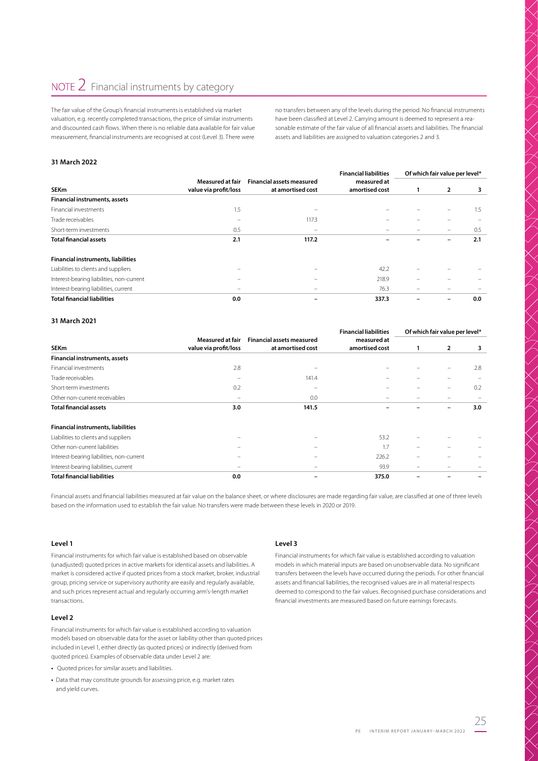# NOTE 2 Financial instruments by category

The fair value of the Group's financial instruments is established via market valuation, e.g. recently completed transactions, the price of similar instruments and discounted cash flows. When there is no reliable data available for fair value measurement, financial instruments are recognised at cost (Level 3). There were no transfers between any of the levels during the period. No financial instruments have been classified at Level 2. Carrying amount is deemed to represent a reasonable estimate of the fair value of all financial assets and liabilities. The financial assets and liabilities are assigned to valuation categories 2 and 3.

**31 March 2022**

| SEKm | Measured at fair value via profit/loss | Financial assets measured at amortised cost | Financial liabilities measured at amortised cost | Of which fair value per level* | | |
|---|---|---|---|---|---|---|
| | | | | 1 | 2 | 3 |
| **Financial instruments, assets** | | | | | | |
| Financial investments | 1.5 | – | – | – | – | 1.5 |
| Trade receivables | – | 117.3 | – | – | – | – |
| Short-term investments | 0.5 | – | – | – | – | 0.5 |
| **Total financial assets** | **2.1** | **117.2** | **–** | **–** | **–** | **2.1** |
| | | | | | | |
| **Financial instruments, liabilities** | | | | | | |
| Liabilities to clients and suppliers | – | – | 42.2 | – | – | – |
| Interest-bearing liabilities, non-current | – | – | 218.9 | – | – | – |
| Interest-bearing liabilities, current | – | – | 76.3 | – | – | – |
| **Total financial liabilities** | **0.0** | **–** | **337.3** | **–** | **–** | **0.0** |

**31 March 2021**

| SEKm | Measured at fair value via profit/loss | Financial assets measured at amortised cost | Financial liabilities measured at amortised cost | Of which fair value per level* | | |
|---|---|---|---|---|---|---|
| | | | | 1 | 2 | 3 |
| **Financial instruments, assets** | | | | | | |
| Financial investments | 2.8 | – | – | – | – | 2.8 |
| Trade receivables | – | 141.4 | – | – | – | – |
| Short-term investments | 0.2 | – | – | – | – | 0.2 |
| Other non-current receivables | – | 0.0 | – | – | – | – |
| **Total financial assets** | **3.0** | **141.5** | **–** | **–** | **–** | **3.0** |
| | | | | | | |
| **Financial instruments, liabilities** | | | | | | |
| Liabilities to clients and suppliers | – | – | 53.2 | – | – | – |
| Other non-current liabilities | – | – | 1.7 | – | – | – |
| Interest-bearing liabilities, non-current | – | – | 226.2 | – | – | – |
| Interest-bearing liabilities, current | – | – | 93.9 | – | – | – |
| **Total financial liabilities** | **0.0** | **–** | **375.0** | **–** | **–** | **–** |

Financial assets and financial liabilities measured at fair value on the balance sheet, or where disclosures are made regarding fair value, are classified at one of three levels based on the information used to establish the fair value. No transfers were made between these levels in 2020 or 2019.

### Level 1

Financial instruments for which fair value is established based on observable (unadjusted) quoted prices in active markets for identical assets and liabilities. A market is considered active if quoted prices from a stock market, broker, industrial group, pricing service or supervisory authority are easily and regularly available, and such prices represent actual and regularly occurring arm's-length market transactions.

### Level 2

Financial instruments for which fair value is established according to valuation models based on observable data for the asset or liability other than quoted prices included in Level 1, either directly (as quoted prices) or indirectly (derived from quoted prices). Examples of observable data under Level 2 are:

- Quoted prices for similar assets and liabilities.
- Data that may constitute grounds for assessing price, e.g. market rates and yield curves.

### Level 3

Financial instruments for which fair value is established according to valuation models in which material inputs are based on unobservable data. No significant transfers between the levels have occurred during the periods. For other financial assets and financial liabilities, the recognised values are in all material respects deemed to correspond to the fair values. Recognised purchase considerations and financial investments are measured based on future earnings forecasts.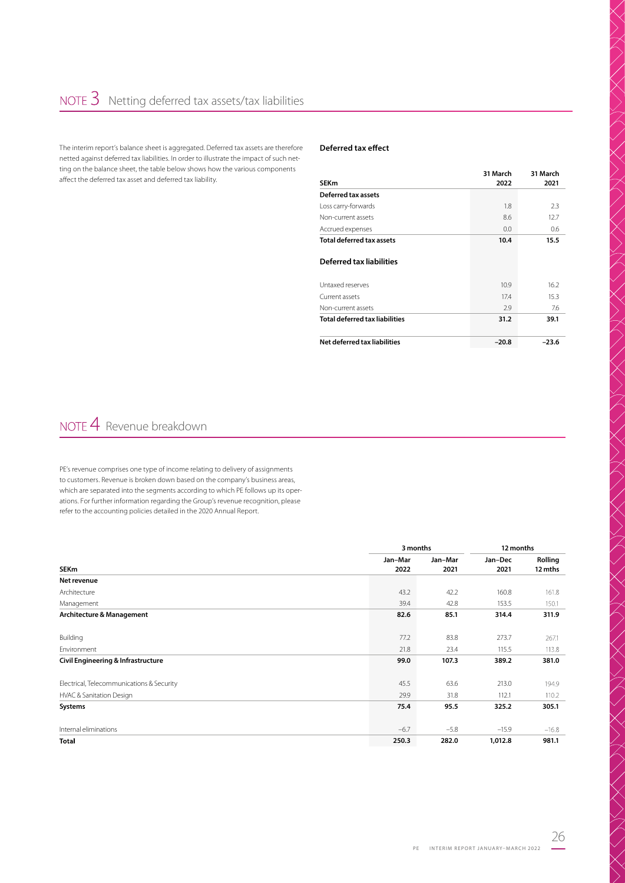# NOTE 3 Netting deferred tax assets/tax liabilities

The interim report's balance sheet is aggregated. Deferred tax assets are therefore netted against deferred tax liabilities. In order to illustrate the impact of such netting on the balance sheet, the table below shows how the various components affect the deferred tax asset and deferred tax liability.

**Deferred tax effect**

| SEKm | 31 March 2022 | 31 March 2021 |
|---|---|---|
| **Deferred tax assets** | | |
| Loss carry-forwards | 1.8 | 2.3 |
| Non-current assets | 8.6 | 12.7 |
| Accrued expenses | 0.0 | 0.6 |
| **Total deferred tax assets** | **10.4** | **15.5** |
| **Deferred tax liabilities** | | |
| Untaxed reserves | 10.9 | 16.2 |
| Current assets | 17.4 | 15.3 |
| Non-current assets | 2.9 | 7.6 |
| **Total deferred tax liabilities** | **31.2** | **39.1** |
| **Net deferred tax liabilities** | **–20.8** | **–23.6** |

# NOTE 4 Revenue breakdown

PE's revenue comprises one type of income relating to delivery of assignments to customers. Revenue is broken down based on the company's business areas, which are separated into the segments according to which PE follows up its operations. For further information regarding the Group's revenue recognition, please refer to the accounting policies detailed in the 2020 Annual Report.

| | 3 months | | 12 months | |
|---|---|---|---|---|
| **SEKm** | **Jan–Mar 2022** | **Jan–Mar 2021** | **Jan–Dec 2021** | **Rolling 12 mths** |
| **Net revenue** | | | | |
| Architecture | 43.2 | 42.2 | 160.8 | 161.8 |
| Management | 39.4 | 42.8 | 153.5 | 150.1 |
| **Architecture & Management** | **82.6** | **85.1** | **314.4** | **311.9** |
| Building | 77.2 | 83.8 | 273.7 | 267.1 |
| Environment | 21.8 | 23.4 | 115.5 | 113.8 |
| **Civil Engineering & Infrastructure** | **99.0** | **107.3** | **389.2** | **381.0** |
| Electrical, Telecommunications & Security | 45.5 | 63.6 | 213.0 | 194.9 |
| HVAC & Sanitation Design | 29.9 | 31.8 | 112.1 | 110.2 |
| **Systems** | **75.4** | **95.5** | **325.2** | **305.1** |
| Internal eliminations | –6.7 | –5.8 | –15.9 | –16.8 |
| **Total** | **250.3** | **282.0** | **1,012.8** | **981.1** |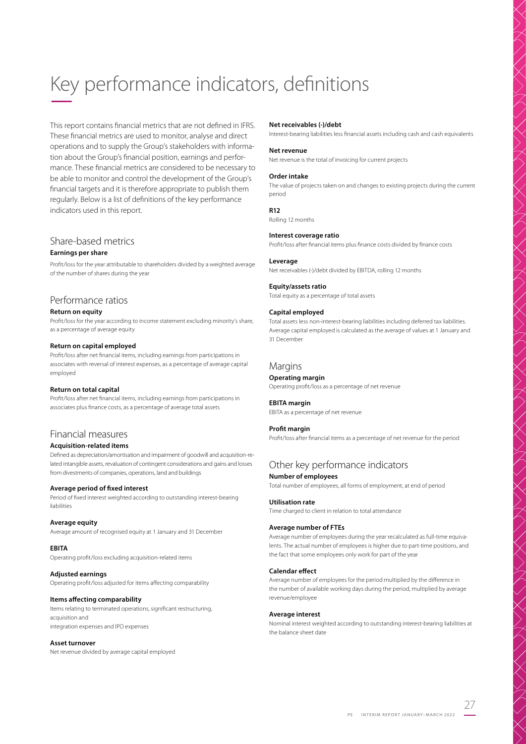# Key performance indicators, definitions

This report contains financial metrics that are not defined in IFRS. These financial metrics are used to monitor, analyse and direct operations and to supply the Group's stakeholders with information about the Group's financial position, earnings and performance. These financial metrics are considered to be necessary to be able to monitor and control the development of the Group's financial targets and it is therefore appropriate to publish them regularly. Below is a list of definitions of the key performance indicators used in this report.

## Share-based metrics

**Earnings per share**

Profit/loss for the year attributable to shareholders divided by a weighted average of the number of shares during the year

## Performance ratios

**Return on equity**

Profit/loss for the year according to income statement excluding minority's share, as a percentage of average equity

**Return on capital employed**

Profit/loss after net financial items, including earnings from participations in associates with reversal of interest expenses, as a percentage of average capital employed

**Return on total capital**

Profit/loss after net financial items, including earnings from participations in associates plus finance costs, as a percentage of average total assets

## Financial measures

**Acquisition-related items**

Defined as depreciation/amortisation and impairment of goodwill and acquisition-related intangible assets, revaluation of contingent considerations and gains and losses from divestments of companies, operations, land and buildings

**Average period of fixed interest**

Period of fixed interest weighted according to outstanding interest-bearing liabilities

**Average equity**

Average amount of recognised equity at 1 January and 31 December

**EBITA**

Operating profit/loss excluding acquisition-related items

**Adjusted earnings**

Operating profit/loss adjusted for items affecting comparability

**Items affecting comparability**

Items relating to terminated operations, significant restructuring, acquisition and integration expenses and IPO expenses

**Asset turnover**

Net revenue divided by average capital employed

**Net receivables (-)/debt**

Interest-bearing liabilities less financial assets including cash and cash equivalents

**Net revenue**

Net revenue is the total of invoicing for current projects

**Order intake**

The value of projects taken on and changes to existing projects during the current period

**R12**

Rolling 12 months

**Interest coverage ratio**

Profit/loss after financial items plus finance costs divided by finance costs

**Leverage**

Net receivables (-)/debt divided by EBITDA, rolling 12 months

**Equity/assets ratio**

Total equity as a percentage of total assets

**Capital employed**

Total assets less non-interest-bearing liabilities including deferred tax liabilities. Average capital employed is calculated as the average of values at 1 January and 31 December

## Margins

**Operating margin**

Operating profit/loss as a percentage of net revenue

**EBITA margin**

EBITA as a percentage of net revenue

**Profit margin**

Profit/loss after financial items as a percentage of net revenue for the period

## Other key performance indicators

**Number of employees**

Total number of employees, all forms of employment, at end of period

**Utilisation rate**

Time charged to client in relation to total attendance

**Average number of FTEs**

Average number of employees during the year recalculated as full-time equivalents. The actual number of employees is higher due to part-time positions, and the fact that some employees only work for part of the year

**Calendar effect**

Average number of employees for the period multiplied by the difference in the number of available working days during the period, multiplied by average revenue/employee

**Average interest**

Nominal interest weighted according to outstanding interest-bearing liabilities at the balance sheet date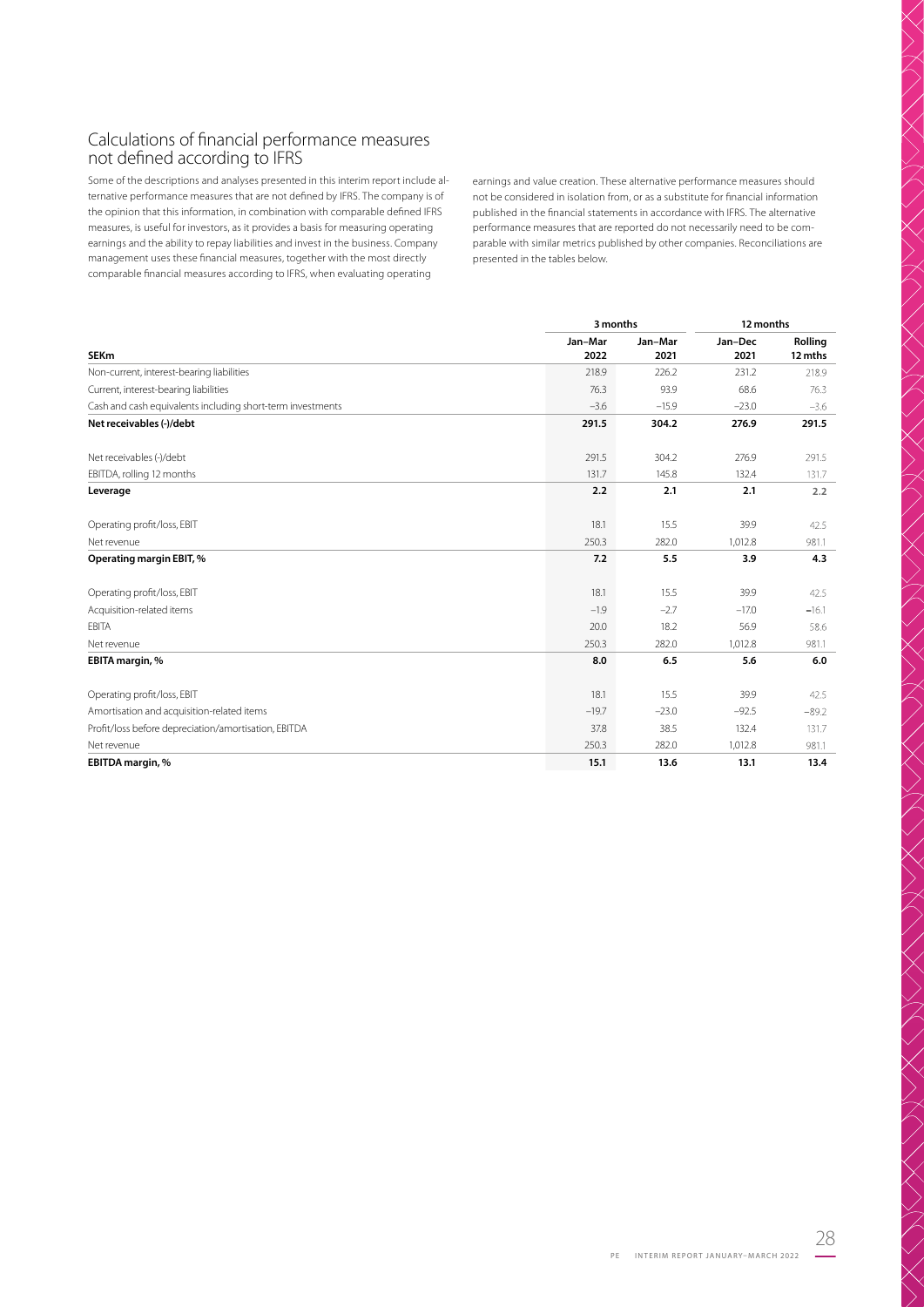## Calculations of financial performance measures not defined according to IFRS

Some of the descriptions and analyses presented in this interim report include alternative performance measures that are not defined by IFRS. The company is of the opinion that this information, in combination with comparable defined IFRS measures, is useful for investors, as it provides a basis for measuring operating earnings and the ability to repay liabilities and invest in the business. Company management uses these financial measures, together with the most directly comparable financial measures according to IFRS, when evaluating operating earnings and value creation. These alternative performance measures should not be considered in isolation from, or as a substitute for financial information published in the financial statements in accordance with IFRS. The alternative performance measures that are reported do not necessarily need to be comparable with similar metrics published by other companies. Reconciliations are presented in the tables below.

| | 3 months | | 12 months | |
|---|---|---|---|---|
| **SEKm** | **Jan–Mar 2022** | **Jan–Mar 2021** | **Jan–Dec 2021** | **Rolling 12 mths** |
| Non-current, interest-bearing liabilities | 218.9 | 226.2 | 231.2 | 218.9 |
| Current, interest-bearing liabilities | 76.3 | 93.9 | 68.6 | 76.3 |
| Cash and cash equivalents including short-term investments | −3.6 | −15.9 | −23.0 | −3.6 |
| **Net receivables (-)/debt** | **291.5** | **304.2** | **276.9** | **291.5** |
| | | | | |
| Net receivables (-)/debt | 291.5 | 304.2 | 276.9 | 291.5 |
| EBITDA, rolling 12 months | 131.7 | 145.8 | 132.4 | 131.7 |
| **Leverage** | **2.2** | **2.1** | **2.1** | **2.2** |
| | | | | |
| Operating profit/loss, EBIT | 18.1 | 15.5 | 39.9 | 42.5 |
| Net revenue | 250.3 | 282.0 | 1,012.8 | 981.1 |
| **Operating margin EBIT, %** | **7.2** | **5.5** | **3.9** | **4.3** |
| | | | | |
| Operating profit/loss, EBIT | 18.1 | 15.5 | 39.9 | 42.5 |
| Acquisition-related items | −1.9 | −2.7 | −17.0 | −16.1 |
| EBITA | 20.0 | 18.2 | 56.9 | 58.6 |
| Net revenue | 250.3 | 282.0 | 1,012.8 | 981.1 |
| **EBITA margin, %** | **8.0** | **6.5** | **5.6** | **6.0** |
| | | | | |
| Operating profit/loss, EBIT | 18.1 | 15.5 | 39.9 | 42.5 |
| Amortisation and acquisition-related items | −19.7 | −23.0 | −92.5 | −89.2 |
| Profit/loss before depreciation/amortisation, EBITDA | 37.8 | 38.5 | 132.4 | 131.7 |
| Net revenue | 250.3 | 282.0 | 1,012.8 | 981.1 |
| **EBITDA margin, %** | **15.1** | **13.6** | **13.1** | **13.4** |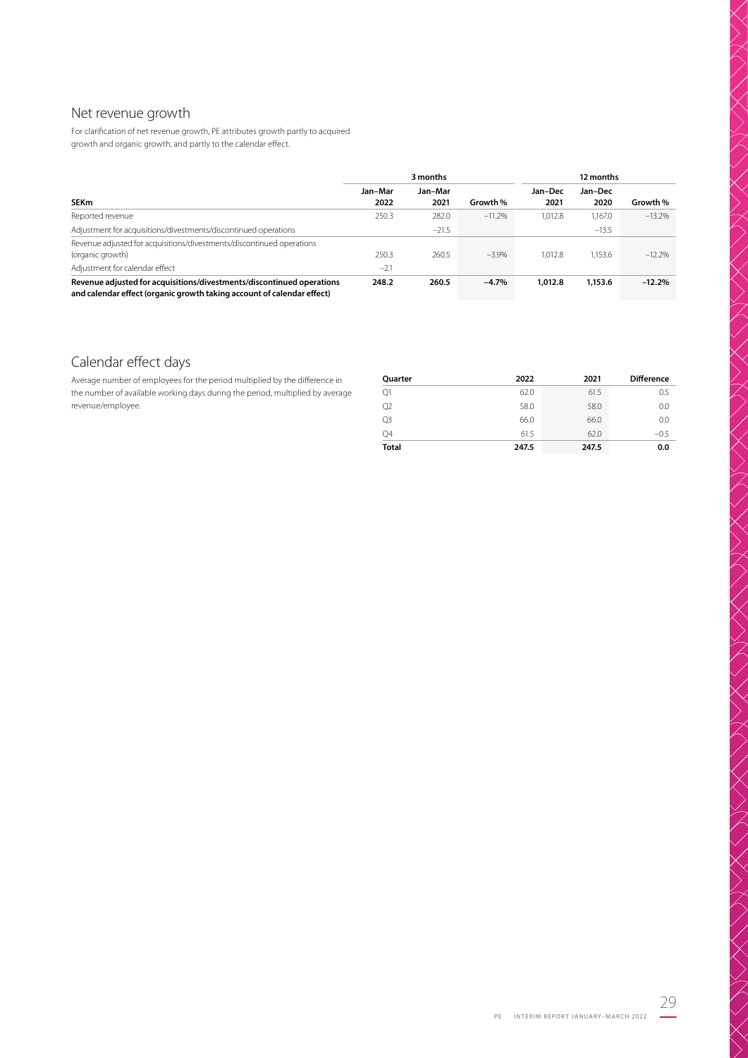## Net revenue growth

For clarification of net revenue growth, PE attributes growth partly to acquired growth and organic growth, and partly to the calendar effect.

| | 3 months | | | 12 months | | |
|---|---|---|---|---|---|---|
| **SEKm** | **Jan–Mar 2022** | **Jan–Mar 2021** | **Growth %** | **Jan–Dec 2021** | **Jan–Dec 2020** | **Growth %** |
| Reported revenue | 250.3 | 282.0 | –11.2% | 1,012.8 | 1,167.0 | –13.2% |
| Adjustment for acquisitions/divestments/discontinued operations | | –21.5 | | | –13.5 | |
| Revenue adjusted for acquisitions/divestments/discontinued operations (organic growth) | 250.3 | 260.5 | –3.9% | 1,012.8 | 1,153.6 | –12.2% |
| Adjustment for calendar effect | –2.1 | | | | | |
| **Revenue adjusted for acquisitions/divestments/discontinued operations and calendar effect (organic growth taking account of calendar effect)** | **248.2** | **260.5** | **–4.7%** | **1,012.8** | **1,153.6** | **–12.2%** |

## Calendar effect days

Average number of employees for the period multiplied by the difference in the number of available working days during the period, multiplied by average revenue/employee.

| Quarter | 2022 | 2021 | Difference |
|---|---|---|---|
| Q1 | 62.0 | 61.5 | 0.5 |
| Q2 | 58.0 | 58.0 | 0.0 |
| Q3 | 66.0 | 66.0 | 0.0 |
| Q4 | 61.5 | 62.0 | –0.5 |
| **Total** | **247.5** | **247.5** | **0.0** |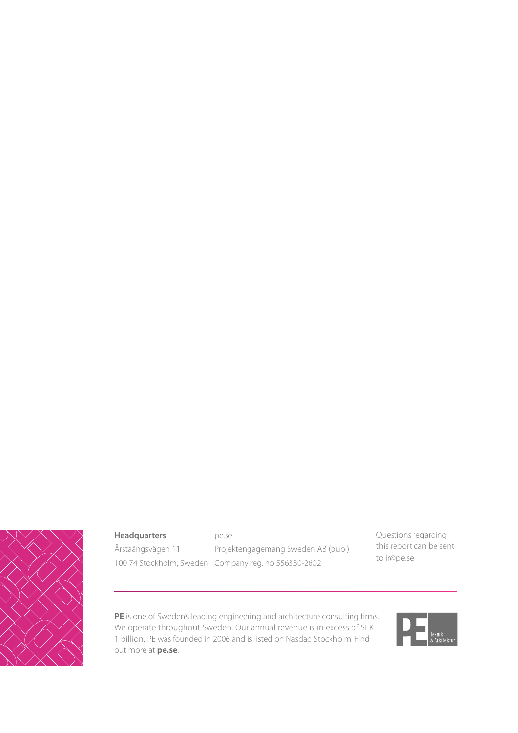**Headquarters**
Årstaängsvägen 11
100 74 Stockholm, Sweden

pe.se
Projektengagemang Sweden AB (publ)
Company reg. no 556330-2602

Questions regarding this report can be sent to ir@pe.se

**PE** is one of Sweden's leading engineering and architecture consulting firms. We operate throughout Sweden. Our annual revenue is in excess of SEK 1 billion. PE was founded in 2006 and is listed on Nasdaq Stockholm. Find out more at **pe.se**.

Teknik
& Arkitektur